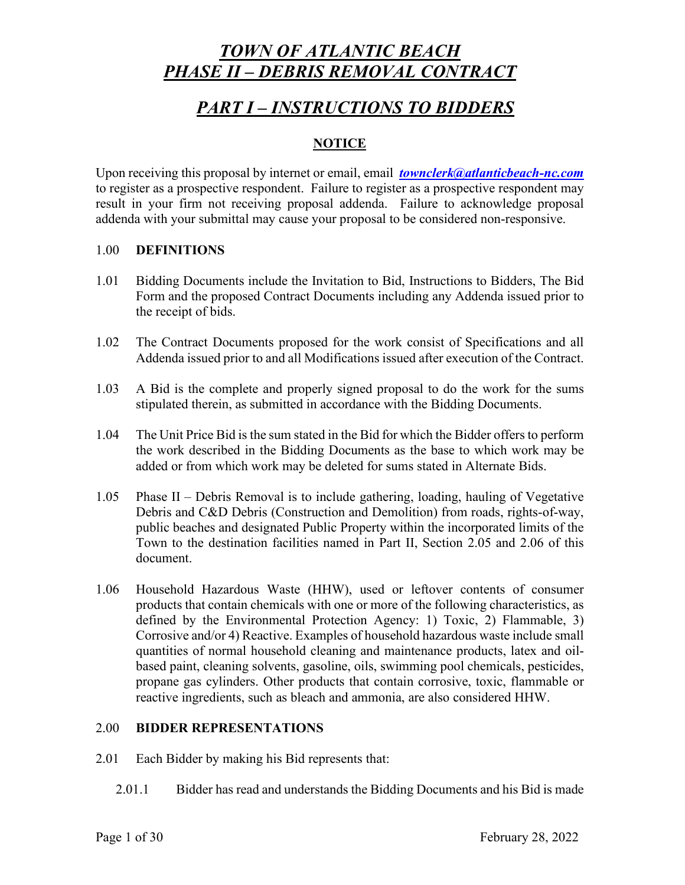# *TOWN OF ATLANTIC BEACH*
# *PHASE II – DEBRIS REMOVAL CONTRACT*

## *PART I – INSTRUCTIONS TO BIDDERS*

### NOTICE

Upon receiving this proposal by internet or email, email ***townclerk@atlanticbeach-nc.com*** to register as a prospective respondent. Failure to register as a prospective respondent may result in your firm not receiving proposal addenda. Failure to acknowledge proposal addenda with your submittal may cause your proposal to be considered non-responsive.

1.00 **DEFINITIONS**

1.01 Bidding Documents include the Invitation to Bid, Instructions to Bidders, The Bid Form and the proposed Contract Documents including any Addenda issued prior to the receipt of bids.

1.02 The Contract Documents proposed for the work consist of Specifications and all Addenda issued prior to and all Modifications issued after execution of the Contract.

1.03 A Bid is the complete and properly signed proposal to do the work for the sums stipulated therein, as submitted in accordance with the Bidding Documents.

1.04 The Unit Price Bid is the sum stated in the Bid for which the Bidder offers to perform the work described in the Bidding Documents as the base to which work may be added or from which work may be deleted for sums stated in Alternate Bids.

1.05 Phase II – Debris Removal is to include gathering, loading, hauling of Vegetative Debris and C&D Debris (Construction and Demolition) from roads, rights-of-way, public beaches and designated Public Property within the incorporated limits of the Town to the destination facilities named in Part II, Section 2.05 and 2.06 of this document.

1.06 Household Hazardous Waste (HHW), used or leftover contents of consumer products that contain chemicals with one or more of the following characteristics, as defined by the Environmental Protection Agency: 1) Toxic, 2) Flammable, 3) Corrosive and/or 4) Reactive. Examples of household hazardous waste include small quantities of normal household cleaning and maintenance products, latex and oil-based paint, cleaning solvents, gasoline, oils, swimming pool chemicals, pesticides, propane gas cylinders. Other products that contain corrosive, toxic, flammable or reactive ingredients, such as bleach and ammonia, are also considered HHW.

2.00 **BIDDER REPRESENTATIONS**

2.01 Each Bidder by making his Bid represents that:

2.01.1 Bidder has read and understands the Bidding Documents and his Bid is made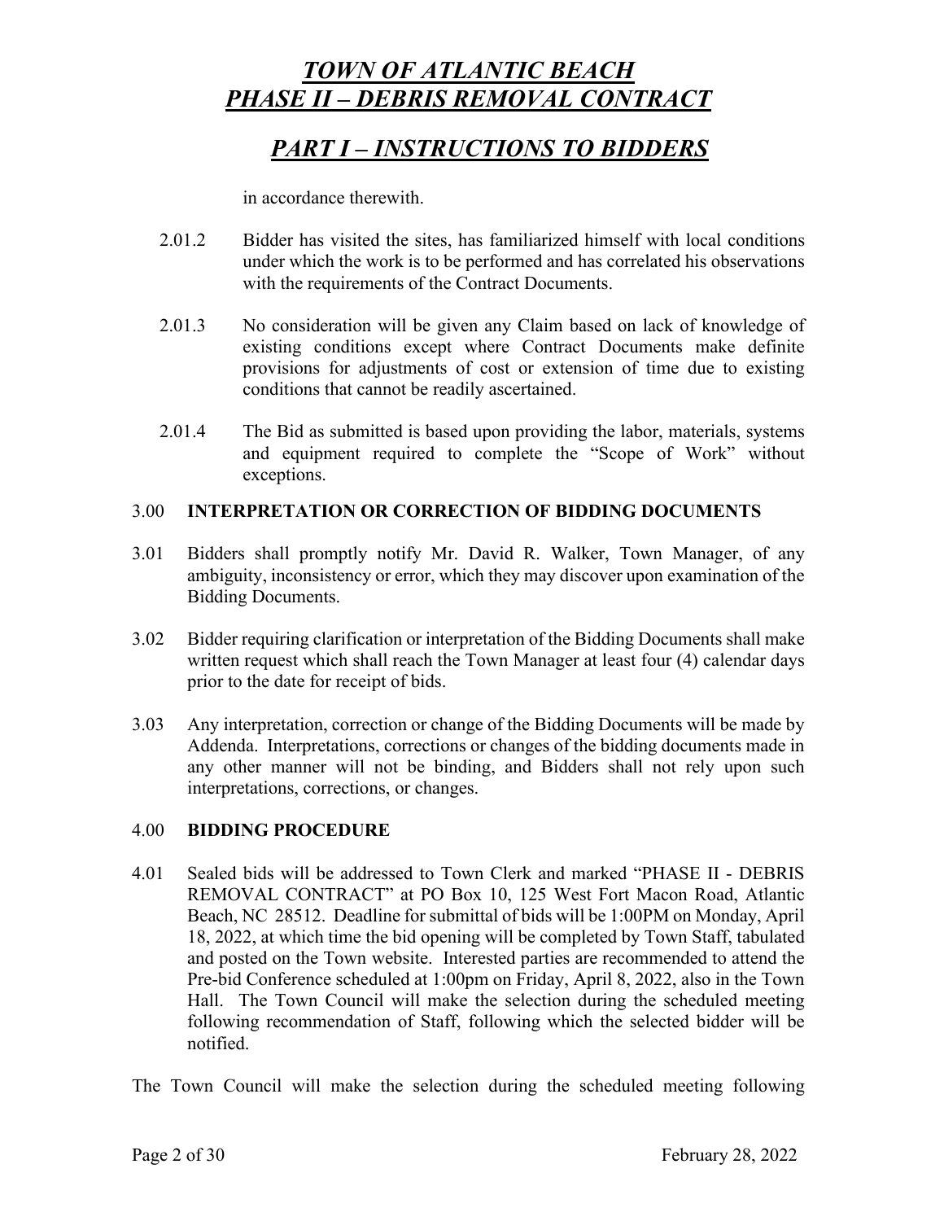in accordance therewith.

2.01.2 Bidder has visited the sites, has familiarized himself with local conditions under which the work is to be performed and has correlated his observations with the requirements of the Contract Documents.

2.01.3 No consideration will be given any Claim based on lack of knowledge of existing conditions except where Contract Documents make definite provisions for adjustments of cost or extension of time due to existing conditions that cannot be readily ascertained.

2.01.4 The Bid as submitted is based upon providing the labor, materials, systems and equipment required to complete the "Scope of Work" without exceptions.

3.00 **INTERPRETATION OR CORRECTION OF BIDDING DOCUMENTS**

3.01 Bidders shall promptly notify Mr. David R. Walker, Town Manager, of any ambiguity, inconsistency or error, which they may discover upon examination of the Bidding Documents.

3.02 Bidder requiring clarification or interpretation of the Bidding Documents shall make written request which shall reach the Town Manager at least four (4) calendar days prior to the date for receipt of bids.

3.03 Any interpretation, correction or change of the Bidding Documents will be made by Addenda. Interpretations, corrections or changes of the bidding documents made in any other manner will not be binding, and Bidders shall not rely upon such interpretations, corrections, or changes.

4.00 **BIDDING PROCEDURE**

4.01 Sealed bids will be addressed to Town Clerk and marked "PHASE II - DEBRIS REMOVAL CONTRACT" at PO Box 10, 125 West Fort Macon Road, Atlantic Beach, NC 28512. Deadline for submittal of bids will be 1:00PM on Monday, April 18, 2022, at which time the bid opening will be completed by Town Staff, tabulated and posted on the Town website. Interested parties are recommended to attend the Pre-bid Conference scheduled at 1:00pm on Friday, April 8, 2022, also in the Town Hall. The Town Council will make the selection during the scheduled meeting following recommendation of Staff, following which the selected bidder will be notified.

The Town Council will make the selection during the scheduled meeting following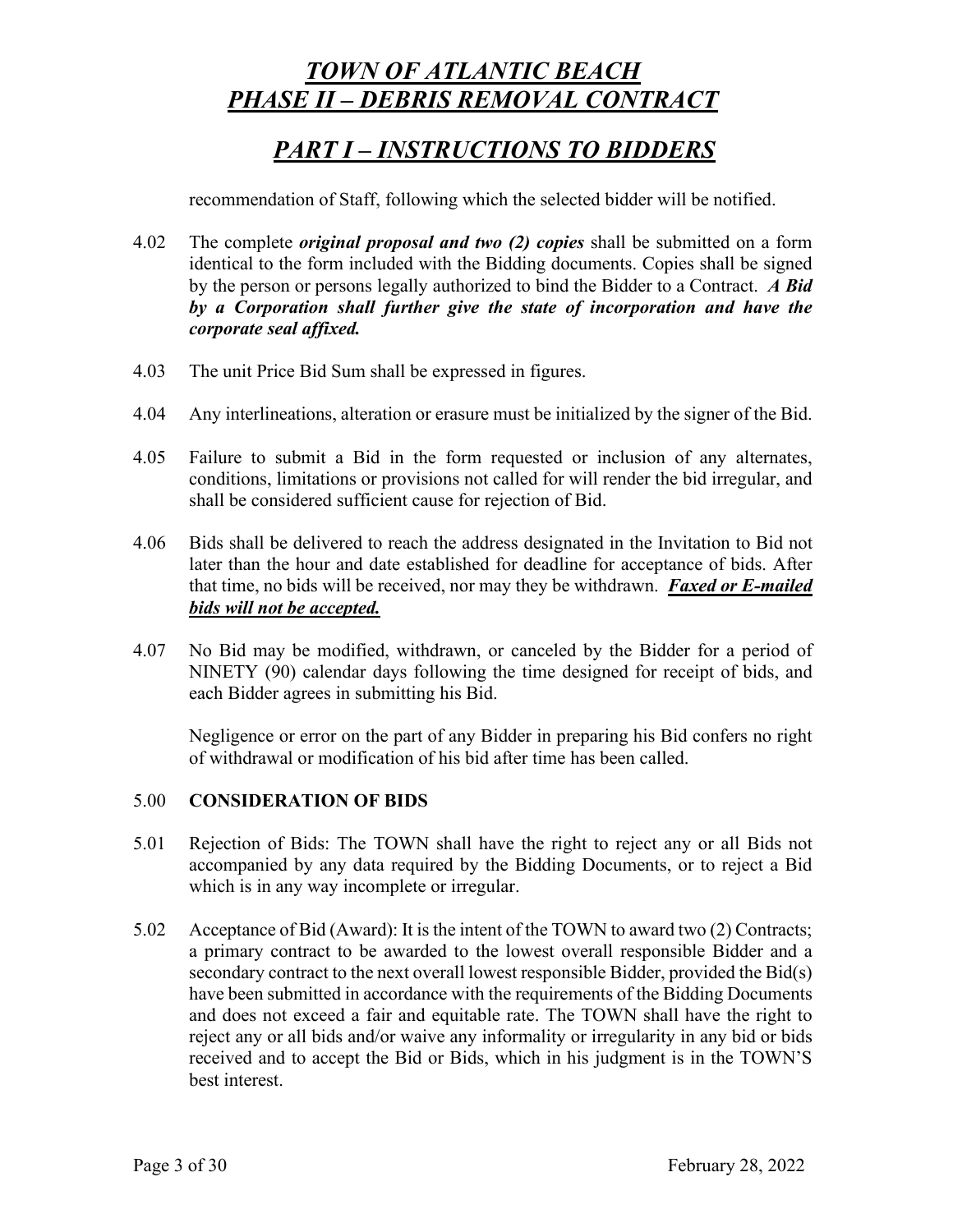recommendation of Staff, following which the selected bidder will be notified.

4.02 The complete ***original proposal and two (2) copies*** shall be submitted on a form identical to the form included with the Bidding documents. Copies shall be signed by the person or persons legally authorized to bind the Bidder to a Contract. ***A Bid by a Corporation shall further give the state of incorporation and have the corporate seal affixed.***

4.03 The unit Price Bid Sum shall be expressed in figures.

4.04 Any interlineations, alteration or erasure must be initialized by the signer of the Bid.

4.05 Failure to submit a Bid in the form requested or inclusion of any alternates, conditions, limitations or provisions not called for will render the bid irregular, and shall be considered sufficient cause for rejection of Bid.

4.06 Bids shall be delivered to reach the address designated in the Invitation to Bid not later than the hour and date established for deadline for acceptance of bids. After that time, no bids will be received, nor may they be withdrawn. ***<u>Faxed or E-mailed bids will not be accepted.</u>***

4.07 No Bid may be modified, withdrawn, or canceled by the Bidder for a period of NINETY (90) calendar days following the time designed for receipt of bids, and each Bidder agrees in submitting his Bid.

Negligence or error on the part of any Bidder in preparing his Bid confers no right of withdrawal or modification of his bid after time has been called.

## 5.00 CONSIDERATION OF BIDS

5.01 Rejection of Bids: The TOWN shall have the right to reject any or all Bids not accompanied by any data required by the Bidding Documents, or to reject a Bid which is in any way incomplete or irregular.

5.02 Acceptance of Bid (Award): It is the intent of the TOWN to award two (2) Contracts; a primary contract to be awarded to the lowest overall responsible Bidder and a secondary contract to the next overall lowest responsible Bidder, provided the Bid(s) have been submitted in accordance with the requirements of the Bidding Documents and does not exceed a fair and equitable rate. The TOWN shall have the right to reject any or all bids and/or waive any informality or irregularity in any bid or bids received and to accept the Bid or Bids, which in his judgment is in the TOWN'S best interest.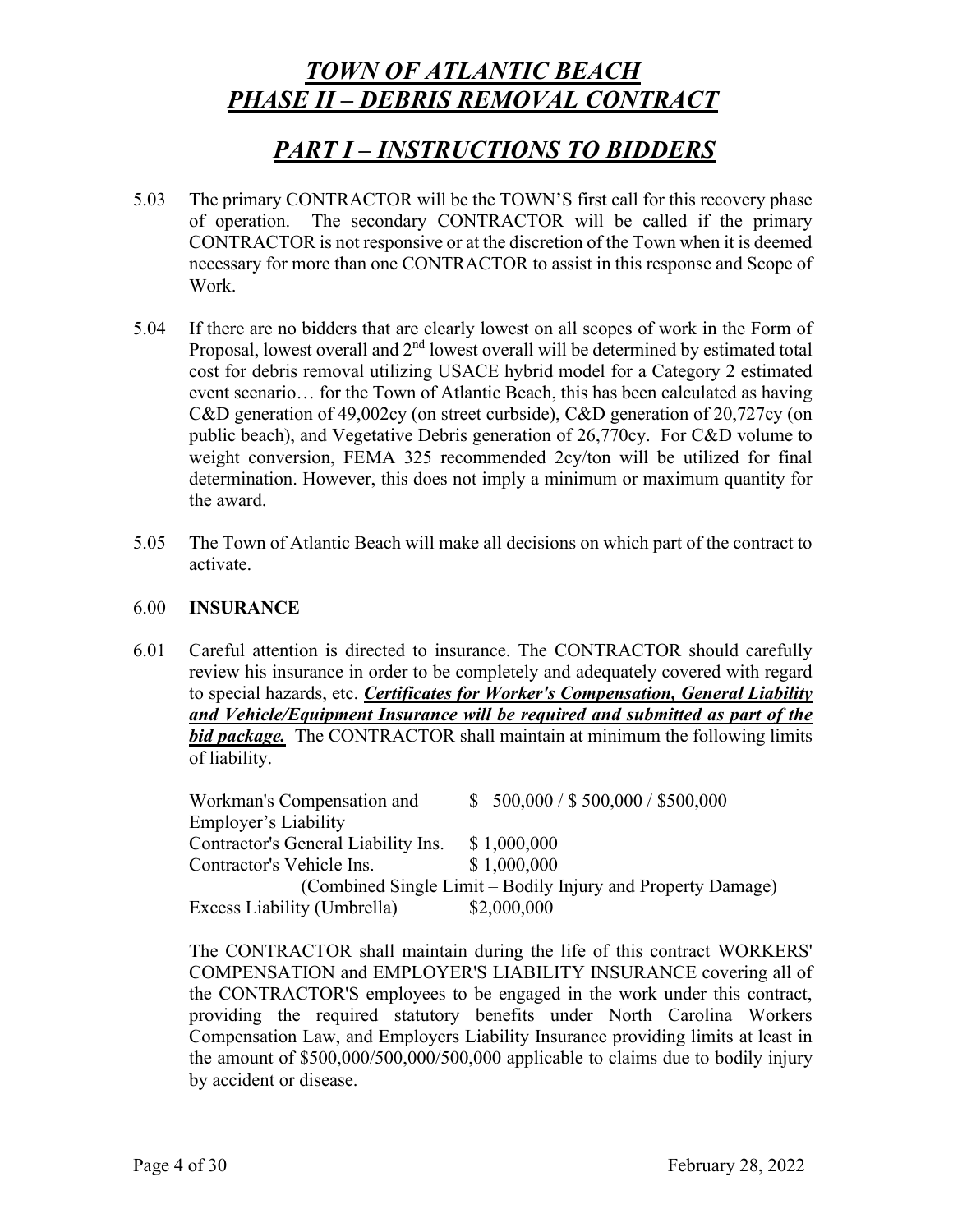# *TOWN OF ATLANTIC BEACH*
# *PHASE II – DEBRIS REMOVAL CONTRACT*

## *PART I – INSTRUCTIONS TO BIDDERS*

5.03 The primary CONTRACTOR will be the TOWN'S first call for this recovery phase of operation. The secondary CONTRACTOR will be called if the primary CONTRACTOR is not responsive or at the discretion of the Town when it is deemed necessary for more than one CONTRACTOR to assist in this response and Scope of Work.

5.04 If there are no bidders that are clearly lowest on all scopes of work in the Form of Proposal, lowest overall and 2nd lowest overall will be determined by estimated total cost for debris removal utilizing USACE hybrid model for a Category 2 estimated event scenario… for the Town of Atlantic Beach, this has been calculated as having C&D generation of 49,002cy (on street curbside), C&D generation of 20,727cy (on public beach), and Vegetative Debris generation of 26,770cy. For C&D volume to weight conversion, FEMA 325 recommended 2cy/ton will be utilized for final determination. However, this does not imply a minimum or maximum quantity for the award.

5.05 The Town of Atlantic Beach will make all decisions on which part of the contract to activate.

6.00 **INSURANCE**

6.01 Careful attention is directed to insurance. The CONTRACTOR should carefully review his insurance in order to be completely and adequately covered with regard to special hazards, etc. ***Certificates for Worker's Compensation, General Liability and Vehicle/Equipment Insurance will be required and submitted as part of the bid package.*** The CONTRACTOR shall maintain at minimum the following limits of liability.

| | |
|---|---|
| Workman's Compensation and Employer's Liability | $ 500,000 / $ 500,000 / $500,000 |
| Contractor's General Liability Ins. | $ 1,000,000 |
| Contractor's Vehicle Ins. | $ 1,000,000 |
| (Combined Single Limit – Bodily Injury and Property Damage) | |
| Excess Liability (Umbrella) | $2,000,000 |

The CONTRACTOR shall maintain during the life of this contract WORKERS' COMPENSATION and EMPLOYER'S LIABILITY INSURANCE covering all of the CONTRACTOR'S employees to be engaged in the work under this contract, providing the required statutory benefits under North Carolina Workers Compensation Law, and Employers Liability Insurance providing limits at least in the amount of $500,000/500,000/500,000 applicable to claims due to bodily injury by accident or disease.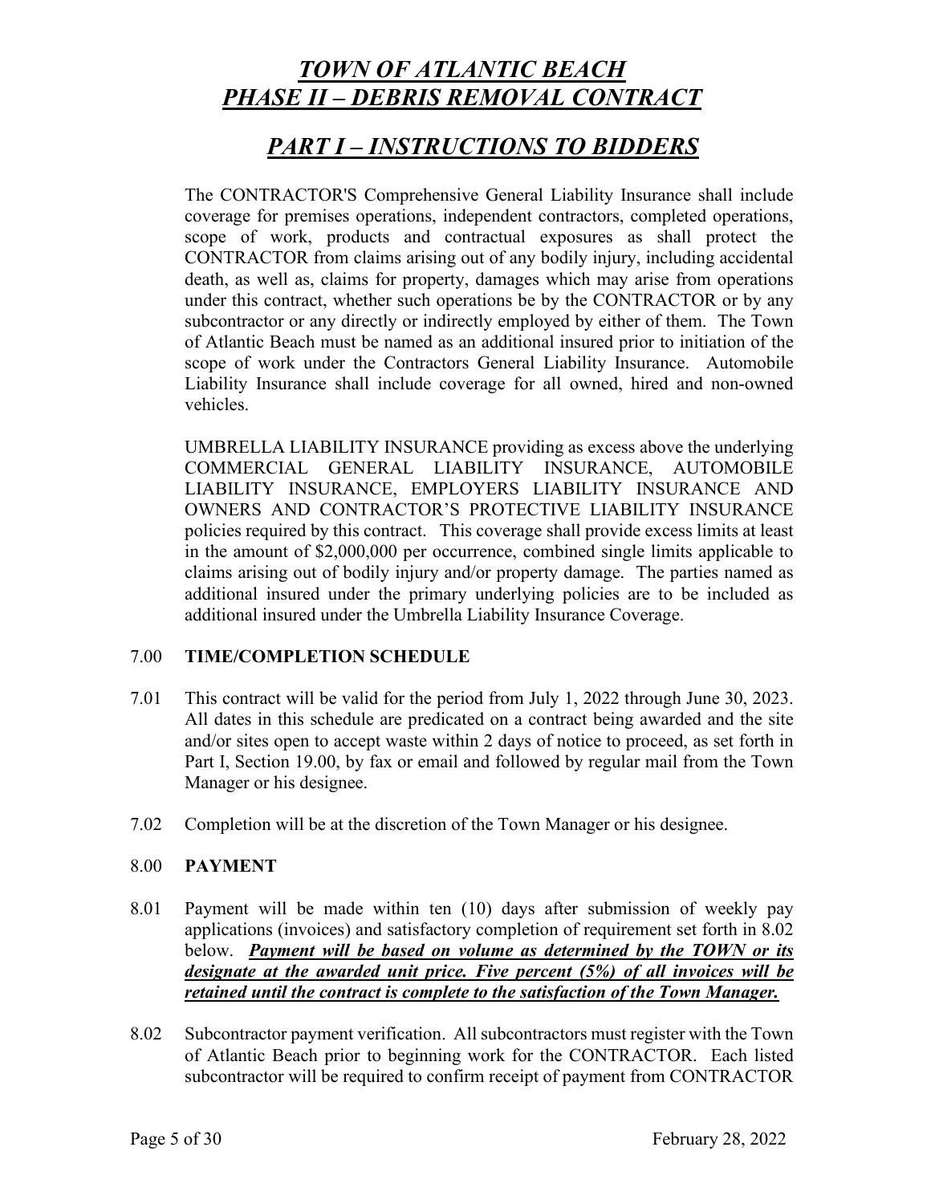The CONTRACTOR'S Comprehensive General Liability Insurance shall include coverage for premises operations, independent contractors, completed operations, scope of work, products and contractual exposures as shall protect the CONTRACTOR from claims arising out of any bodily injury, including accidental death, as well as, claims for property, damages which may arise from operations under this contract, whether such operations be by the CONTRACTOR or by any subcontractor or any directly or indirectly employed by either of them. The Town of Atlantic Beach must be named as an additional insured prior to initiation of the scope of work under the Contractors General Liability Insurance. Automobile Liability Insurance shall include coverage for all owned, hired and non-owned vehicles.

UMBRELLA LIABILITY INSURANCE providing as excess above the underlying COMMERCIAL GENERAL LIABILITY INSURANCE, AUTOMOBILE LIABILITY INSURANCE, EMPLOYERS LIABILITY INSURANCE AND OWNERS AND CONTRACTOR'S PROTECTIVE LIABILITY INSURANCE policies required by this contract. This coverage shall provide excess limits at least in the amount of $2,000,000 per occurrence, combined single limits applicable to claims arising out of bodily injury and/or property damage. The parties named as additional insured under the primary underlying policies are to be included as additional insured under the Umbrella Liability Insurance Coverage.

## 7.00 TIME/COMPLETION SCHEDULE

7.01 This contract will be valid for the period from July 1, 2022 through June 30, 2023. All dates in this schedule are predicated on a contract being awarded and the site and/or sites open to accept waste within 2 days of notice to proceed, as set forth in Part I, Section 19.00, by fax or email and followed by regular mail from the Town Manager or his designee.

7.02 Completion will be at the discretion of the Town Manager or his designee.

## 8.00 PAYMENT

8.01 Payment will be made within ten (10) days after submission of weekly pay applications (invoices) and satisfactory completion of requirement set forth in 8.02 below. ***Payment will be based on volume as determined by the TOWN or its designate at the awarded unit price. Five percent (5%) of all invoices will be retained until the contract is complete to the satisfaction of the Town Manager.***

8.02 Subcontractor payment verification. All subcontractors must register with the Town of Atlantic Beach prior to beginning work for the CONTRACTOR. Each listed subcontractor will be required to confirm receipt of payment from CONTRACTOR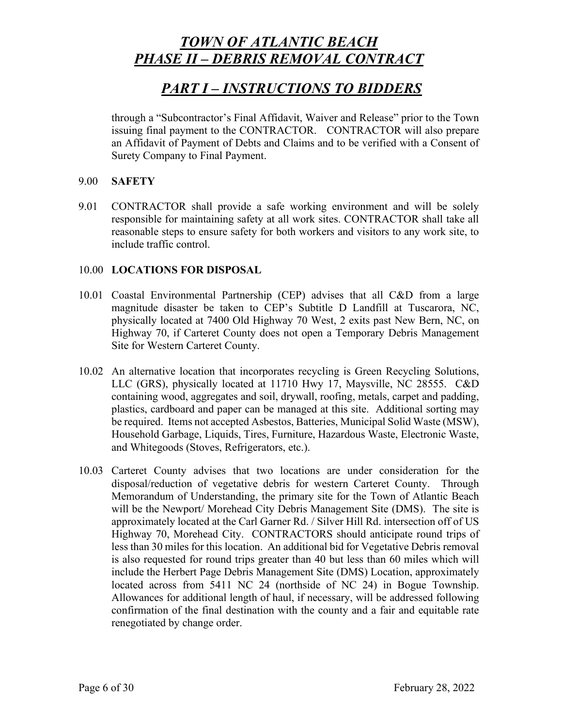through a "Subcontractor's Final Affidavit, Waiver and Release" prior to the Town issuing final payment to the CONTRACTOR. CONTRACTOR will also prepare an Affidavit of Payment of Debts and Claims and to be verified with a Consent of Surety Company to Final Payment.

9.00 **SAFETY**

9.01 CONTRACTOR shall provide a safe working environment and will be solely responsible for maintaining safety at all work sites. CONTRACTOR shall take all reasonable steps to ensure safety for both workers and visitors to any work site, to include traffic control.

10.00 **LOCATIONS FOR DISPOSAL**

10.01 Coastal Environmental Partnership (CEP) advises that all C&D from a large magnitude disaster be taken to CEP's Subtitle D Landfill at Tuscarora, NC, physically located at 7400 Old Highway 70 West, 2 exits past New Bern, NC, on Highway 70, if Carteret County does not open a Temporary Debris Management Site for Western Carteret County.

10.02 An alternative location that incorporates recycling is Green Recycling Solutions, LLC (GRS), physically located at 11710 Hwy 17, Maysville, NC 28555. C&D containing wood, aggregates and soil, drywall, roofing, metals, carpet and padding, plastics, cardboard and paper can be managed at this site. Additional sorting may be required. Items not accepted Asbestos, Batteries, Municipal Solid Waste (MSW), Household Garbage, Liquids, Tires, Furniture, Hazardous Waste, Electronic Waste, and Whitegoods (Stoves, Refrigerators, etc.).

10.03 Carteret County advises that two locations are under consideration for the disposal/reduction of vegetative debris for western Carteret County. Through Memorandum of Understanding, the primary site for the Town of Atlantic Beach will be the Newport/ Morehead City Debris Management Site (DMS). The site is approximately located at the Carl Garner Rd. / Silver Hill Rd. intersection off of US Highway 70, Morehead City. CONTRACTORS should anticipate round trips of less than 30 miles for this location. An additional bid for Vegetative Debris removal is also requested for round trips greater than 40 but less than 60 miles which will include the Herbert Page Debris Management Site (DMS) Location, approximately located across from 5411 NC 24 (northside of NC 24) in Bogue Township. Allowances for additional length of haul, if necessary, will be addressed following confirmation of the final destination with the county and a fair and equitable rate renegotiated by change order.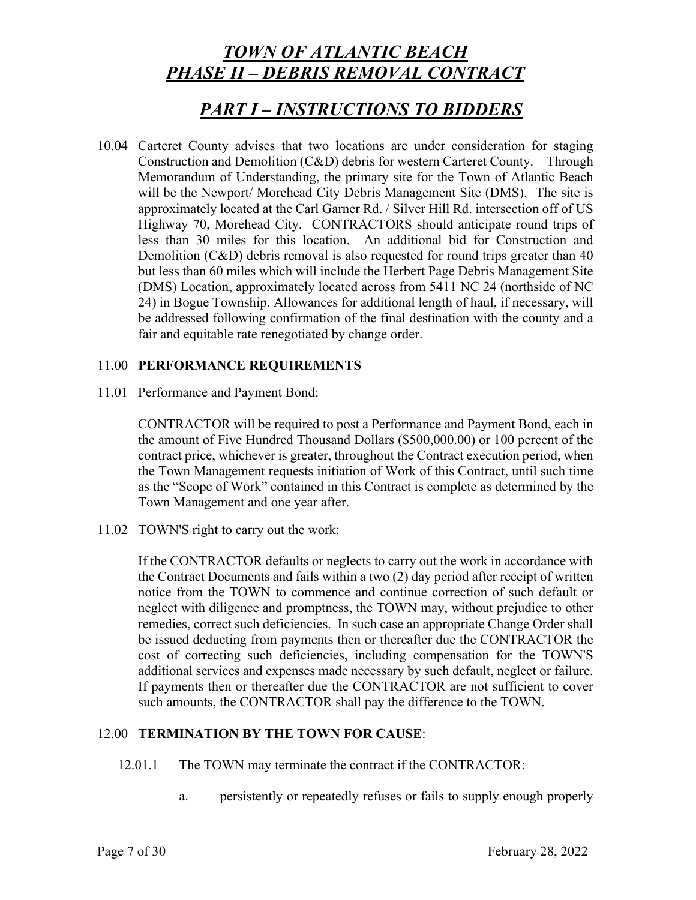10.04 Carteret County advises that two locations are under consideration for staging Construction and Demolition (C&D) debris for western Carteret County. Through Memorandum of Understanding, the primary site for the Town of Atlantic Beach will be the Newport/ Morehead City Debris Management Site (DMS). The site is approximately located at the Carl Garner Rd. / Silver Hill Rd. intersection off of US Highway 70, Morehead City. CONTRACTORS should anticipate round trips of less than 30 miles for this location. An additional bid for Construction and Demolition (C&D) debris removal is also requested for round trips greater than 40 but less than 60 miles which will include the Herbert Page Debris Management Site (DMS) Location, approximately located across from 5411 NC 24 (northside of NC 24) in Bogue Township. Allowances for additional length of haul, if necessary, will be addressed following confirmation of the final destination with the county and a fair and equitable rate renegotiated by change order.

11.00 **PERFORMANCE REQUIREMENTS**

11.01 Performance and Payment Bond:

CONTRACTOR will be required to post a Performance and Payment Bond, each in the amount of Five Hundred Thousand Dollars ($500,000.00) or 100 percent of the contract price, whichever is greater, throughout the Contract execution period, when the Town Management requests initiation of Work of this Contract, until such time as the "Scope of Work" contained in this Contract is complete as determined by the Town Management and one year after.

11.02 TOWN'S right to carry out the work:

If the CONTRACTOR defaults or neglects to carry out the work in accordance with the Contract Documents and fails within a two (2) day period after receipt of written notice from the TOWN to commence and continue correction of such default or neglect with diligence and promptness, the TOWN may, without prejudice to other remedies, correct such deficiencies. In such case an appropriate Change Order shall be issued deducting from payments then or thereafter due the CONTRACTOR the cost of correcting such deficiencies, including compensation for the TOWN'S additional services and expenses made necessary by such default, neglect or failure. If payments then or thereafter due the CONTRACTOR are not sufficient to cover such amounts, the CONTRACTOR shall pay the difference to the TOWN.

12.00 **TERMINATION BY THE TOWN FOR CAUSE**:

12.01.1 The TOWN may terminate the contract if the CONTRACTOR:

a. persistently or repeatedly refuses or fails to supply enough properly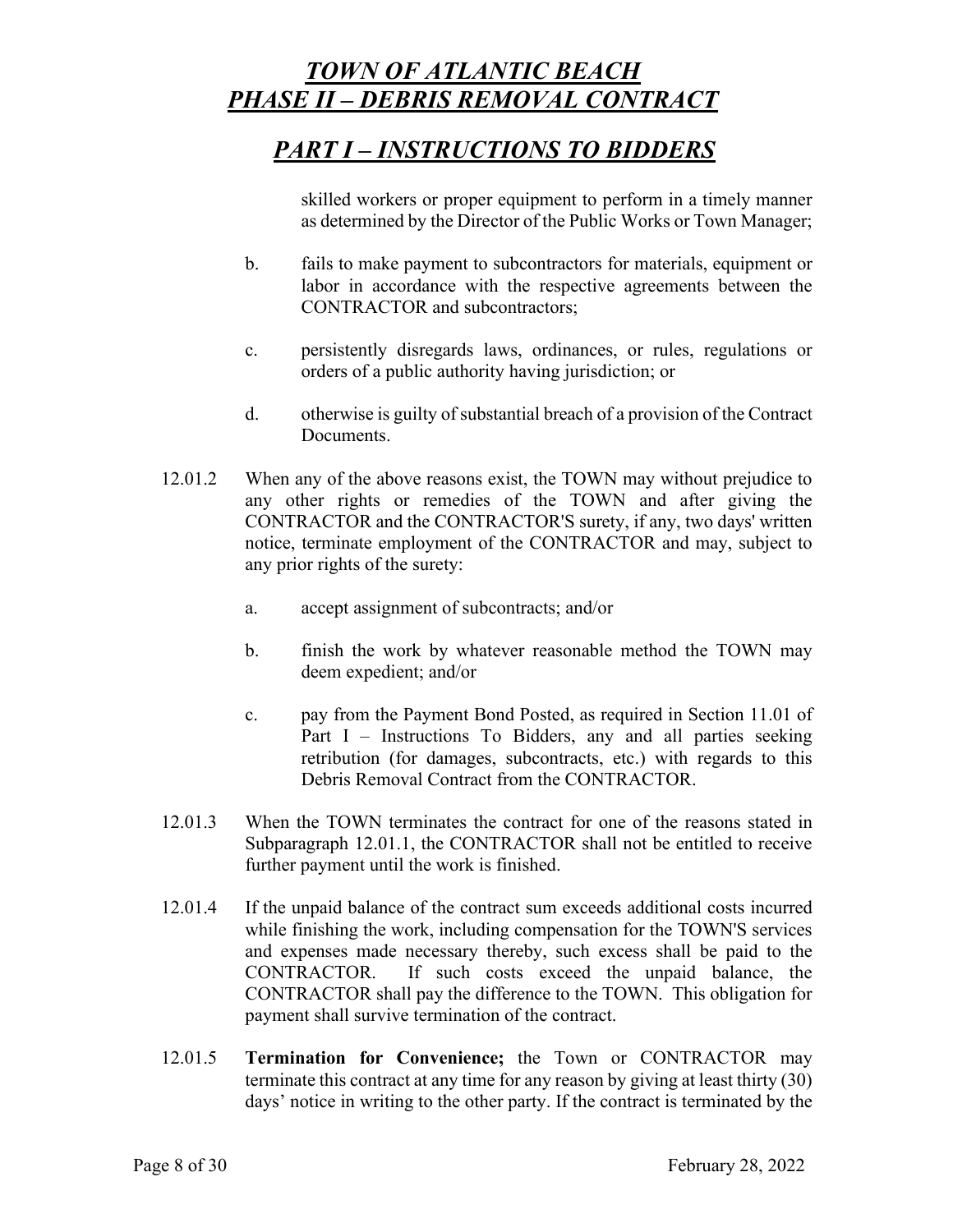skilled workers or proper equipment to perform in a timely manner as determined by the Director of the Public Works or Town Manager;

b. fails to make payment to subcontractors for materials, equipment or labor in accordance with the respective agreements between the CONTRACTOR and subcontractors;

c. persistently disregards laws, ordinances, or rules, regulations or orders of a public authority having jurisdiction; or

d. otherwise is guilty of substantial breach of a provision of the Contract Documents.

12.01.2 When any of the above reasons exist, the TOWN may without prejudice to any other rights or remedies of the TOWN and after giving the CONTRACTOR and the CONTRACTOR'S surety, if any, two days' written notice, terminate employment of the CONTRACTOR and may, subject to any prior rights of the surety:

a. accept assignment of subcontracts; and/or

b. finish the work by whatever reasonable method the TOWN may deem expedient; and/or

c. pay from the Payment Bond Posted, as required in Section 11.01 of Part I – Instructions To Bidders, any and all parties seeking retribution (for damages, subcontracts, etc.) with regards to this Debris Removal Contract from the CONTRACTOR.

12.01.3 When the TOWN terminates the contract for one of the reasons stated in Subparagraph 12.01.1, the CONTRACTOR shall not be entitled to receive further payment until the work is finished.

12.01.4 If the unpaid balance of the contract sum exceeds additional costs incurred while finishing the work, including compensation for the TOWN'S services and expenses made necessary thereby, such excess shall be paid to the CONTRACTOR. If such costs exceed the unpaid balance, the CONTRACTOR shall pay the difference to the TOWN. This obligation for payment shall survive termination of the contract.

12.01.5 **Termination for Convenience;** the Town or CONTRACTOR may terminate this contract at any time for any reason by giving at least thirty (30) days' notice in writing to the other party. If the contract is terminated by the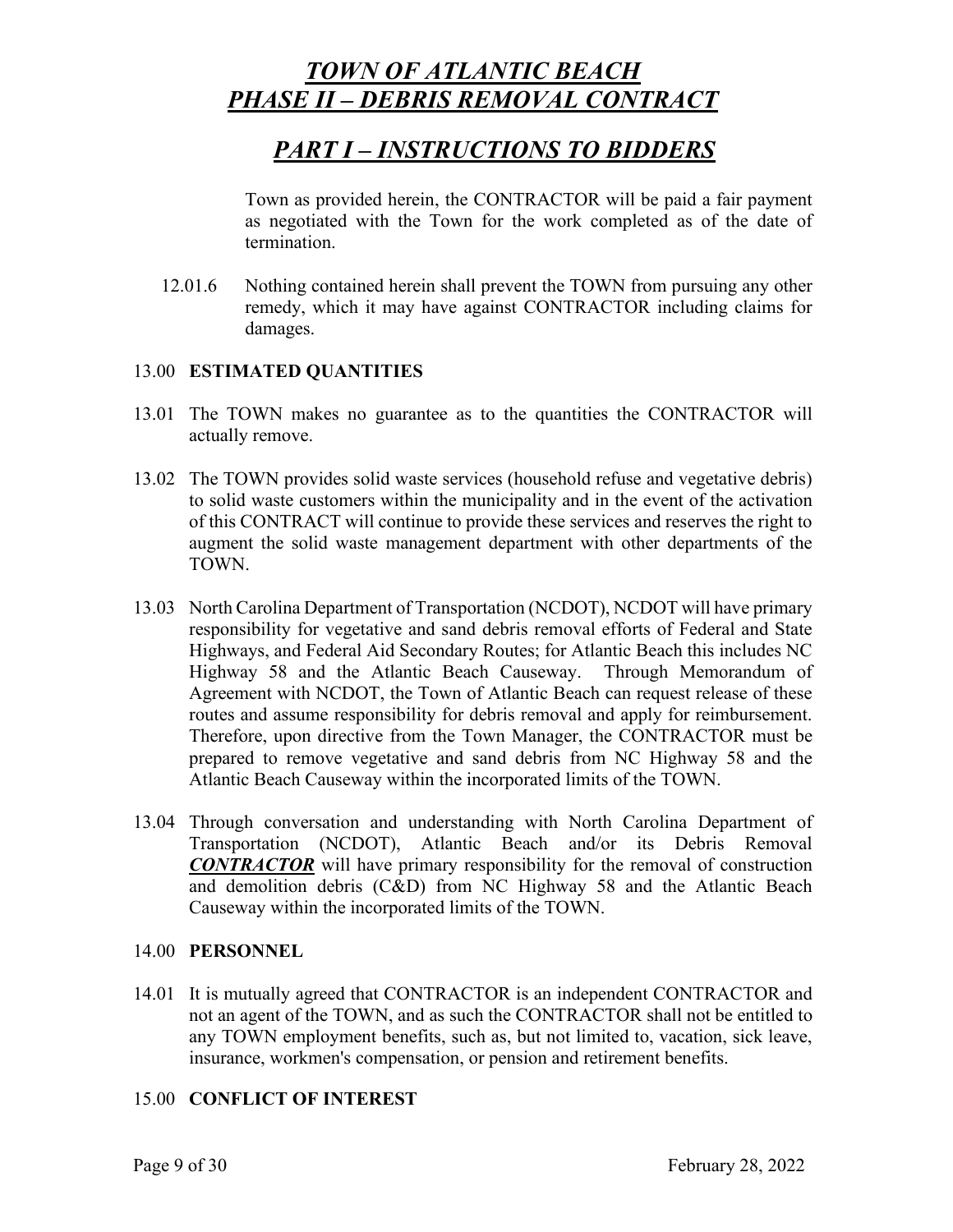Town as provided herein, the CONTRACTOR will be paid a fair payment as negotiated with the Town for the work completed as of the date of termination.

12.01.6 Nothing contained herein shall prevent the TOWN from pursuing any other remedy, which it may have against CONTRACTOR including claims for damages.

13.00 **ESTIMATED QUANTITIES**

13.01 The TOWN makes no guarantee as to the quantities the CONTRACTOR will actually remove.

13.02 The TOWN provides solid waste services (household refuse and vegetative debris) to solid waste customers within the municipality and in the event of the activation of this CONTRACT will continue to provide these services and reserves the right to augment the solid waste management department with other departments of the TOWN.

13.03 North Carolina Department of Transportation (NCDOT), NCDOT will have primary responsibility for vegetative and sand debris removal efforts of Federal and State Highways, and Federal Aid Secondary Routes; for Atlantic Beach this includes NC Highway 58 and the Atlantic Beach Causeway. Through Memorandum of Agreement with NCDOT, the Town of Atlantic Beach can request release of these routes and assume responsibility for debris removal and apply for reimbursement. Therefore, upon directive from the Town Manager, the CONTRACTOR must be prepared to remove vegetative and sand debris from NC Highway 58 and the Atlantic Beach Causeway within the incorporated limits of the TOWN.

13.04 Through conversation and understanding with North Carolina Department of Transportation (NCDOT), Atlantic Beach and/or its Debris Removal ***CONTRACTOR*** will have primary responsibility for the removal of construction and demolition debris (C&D) from NC Highway 58 and the Atlantic Beach Causeway within the incorporated limits of the TOWN.

14.00 **PERSONNEL**

14.01 It is mutually agreed that CONTRACTOR is an independent CONTRACTOR and not an agent of the TOWN, and as such the CONTRACTOR shall not be entitled to any TOWN employment benefits, such as, but not limited to, vacation, sick leave, insurance, workmen's compensation, or pension and retirement benefits.

15.00 **CONFLICT OF INTEREST**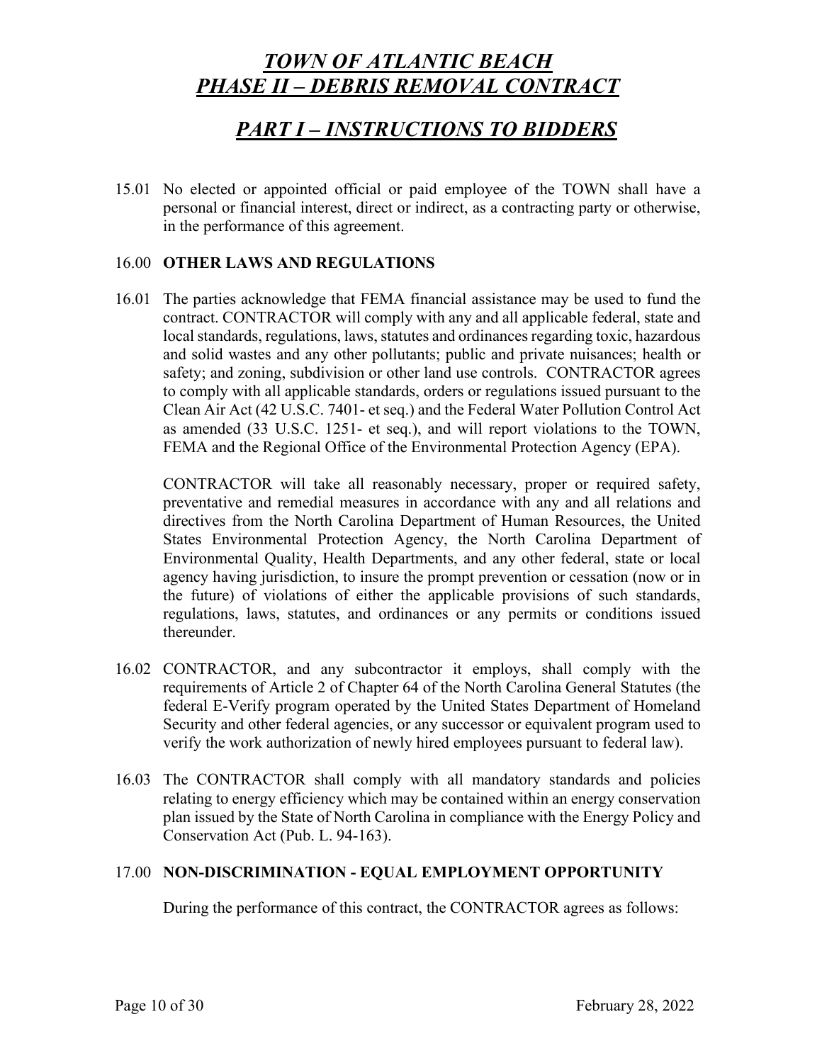15.01 No elected or appointed official or paid employee of the TOWN shall have a personal or financial interest, direct or indirect, as a contracting party or otherwise, in the performance of this agreement.

## 16.00 **OTHER LAWS AND REGULATIONS**

16.01 The parties acknowledge that FEMA financial assistance may be used to fund the contract. CONTRACTOR will comply with any and all applicable federal, state and local standards, regulations, laws, statutes and ordinances regarding toxic, hazardous and solid wastes and any other pollutants; public and private nuisances; health or safety; and zoning, subdivision or other land use controls. CONTRACTOR agrees to comply with all applicable standards, orders or regulations issued pursuant to the Clean Air Act (42 U.S.C. 7401- et seq.) and the Federal Water Pollution Control Act as amended (33 U.S.C. 1251- et seq.), and will report violations to the TOWN, FEMA and the Regional Office of the Environmental Protection Agency (EPA).

CONTRACTOR will take all reasonably necessary, proper or required safety, preventative and remedial measures in accordance with any and all relations and directives from the North Carolina Department of Human Resources, the United States Environmental Protection Agency, the North Carolina Department of Environmental Quality, Health Departments, and any other federal, state or local agency having jurisdiction, to insure the prompt prevention or cessation (now or in the future) of violations of either the applicable provisions of such standards, regulations, laws, statutes, and ordinances or any permits or conditions issued thereunder.

16.02 CONTRACTOR, and any subcontractor it employs, shall comply with the requirements of Article 2 of Chapter 64 of the North Carolina General Statutes (the federal E-Verify program operated by the United States Department of Homeland Security and other federal agencies, or any successor or equivalent program used to verify the work authorization of newly hired employees pursuant to federal law).

16.03 The CONTRACTOR shall comply with all mandatory standards and policies relating to energy efficiency which may be contained within an energy conservation plan issued by the State of North Carolina in compliance with the Energy Policy and Conservation Act (Pub. L. 94-163).

## 17.00 **NON-DISCRIMINATION - EQUAL EMPLOYMENT OPPORTUNITY**

During the performance of this contract, the CONTRACTOR agrees as follows: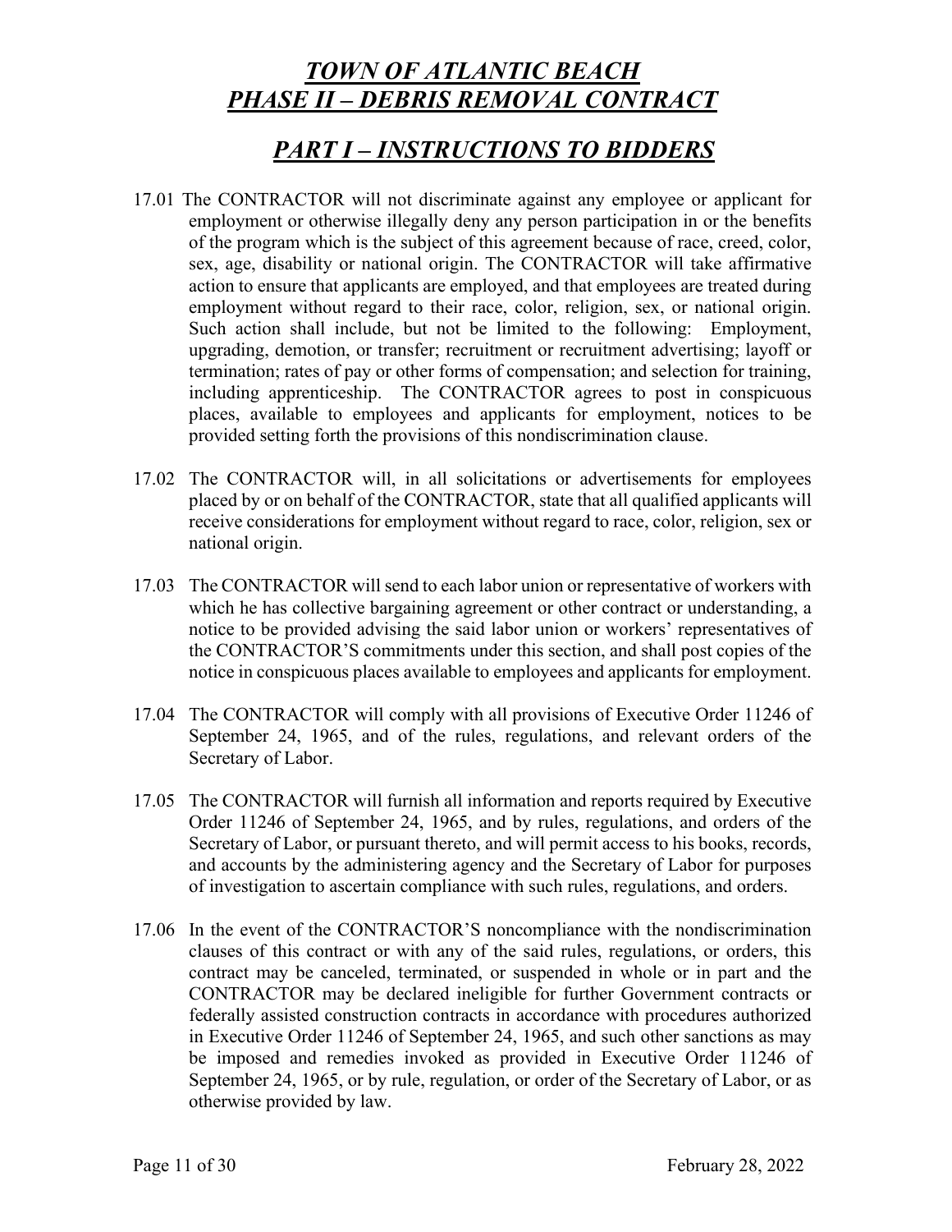# *TOWN OF ATLANTIC BEACH*
# *PHASE II – DEBRIS REMOVAL CONTRACT*

## *PART I – INSTRUCTIONS TO BIDDERS*

17.01 The CONTRACTOR will not discriminate against any employee or applicant for employment or otherwise illegally deny any person participation in or the benefits of the program which is the subject of this agreement because of race, creed, color, sex, age, disability or national origin. The CONTRACTOR will take affirmative action to ensure that applicants are employed, and that employees are treated during employment without regard to their race, color, religion, sex, or national origin. Such action shall include, but not be limited to the following: Employment, upgrading, demotion, or transfer; recruitment or recruitment advertising; layoff or termination; rates of pay or other forms of compensation; and selection for training, including apprenticeship. The CONTRACTOR agrees to post in conspicuous places, available to employees and applicants for employment, notices to be provided setting forth the provisions of this nondiscrimination clause.

17.02 The CONTRACTOR will, in all solicitations or advertisements for employees placed by or on behalf of the CONTRACTOR, state that all qualified applicants will receive considerations for employment without regard to race, color, religion, sex or national origin.

17.03 The CONTRACTOR will send to each labor union or representative of workers with which he has collective bargaining agreement or other contract or understanding, a notice to be provided advising the said labor union or workers' representatives of the CONTRACTOR'S commitments under this section, and shall post copies of the notice in conspicuous places available to employees and applicants for employment.

17.04 The CONTRACTOR will comply with all provisions of Executive Order 11246 of September 24, 1965, and of the rules, regulations, and relevant orders of the Secretary of Labor.

17.05 The CONTRACTOR will furnish all information and reports required by Executive Order 11246 of September 24, 1965, and by rules, regulations, and orders of the Secretary of Labor, or pursuant thereto, and will permit access to his books, records, and accounts by the administering agency and the Secretary of Labor for purposes of investigation to ascertain compliance with such rules, regulations, and orders.

17.06 In the event of the CONTRACTOR'S noncompliance with the nondiscrimination clauses of this contract or with any of the said rules, regulations, or orders, this contract may be canceled, terminated, or suspended in whole or in part and the CONTRACTOR may be declared ineligible for further Government contracts or federally assisted construction contracts in accordance with procedures authorized in Executive Order 11246 of September 24, 1965, and such other sanctions as may be imposed and remedies invoked as provided in Executive Order 11246 of September 24, 1965, or by rule, regulation, or order of the Secretary of Labor, or as otherwise provided by law.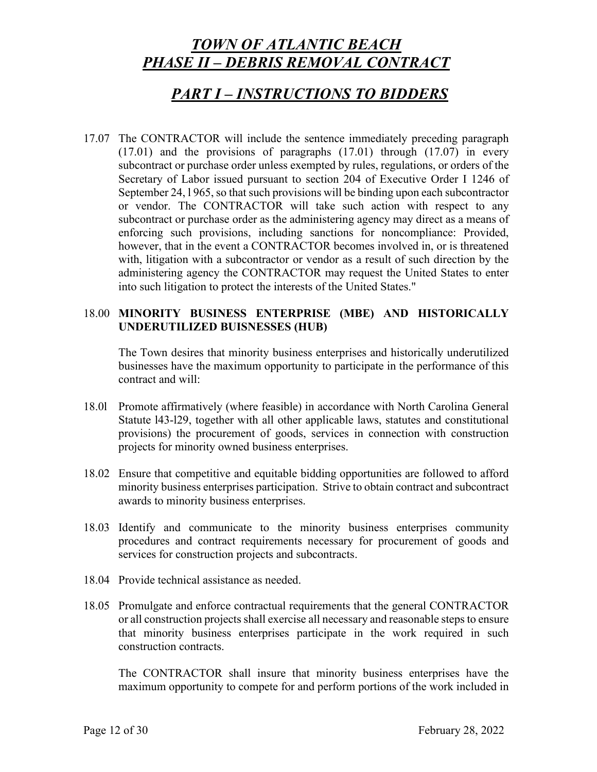17.07 The CONTRACTOR will include the sentence immediately preceding paragraph (17.01) and the provisions of paragraphs (17.01) through (17.07) in every subcontract or purchase order unless exempted by rules, regulations, or orders of the Secretary of Labor issued pursuant to section 204 of Executive Order I 1246 of September 24, l 965, so that such provisions will be binding upon each subcontractor or vendor. The CONTRACTOR will take such action with respect to any subcontract or purchase order as the administering agency may direct as a means of enforcing such provisions, including sanctions for noncompliance: Provided, however, that in the event a CONTRACTOR becomes involved in, or is threatened with, litigation with a subcontractor or vendor as a result of such direction by the administering agency the CONTRACTOR may request the United States to enter into such litigation to protect the interests of the United States."

18.00 **MINORITY BUSINESS ENTERPRISE (MBE) AND HISTORICALLY UNDERUTILIZED BUISNESSES (HUB)**

The Town desires that minority business enterprises and historically underutilized businesses have the maximum opportunity to participate in the performance of this contract and will:

18.0l Promote affirmatively (where feasible) in accordance with North Carolina General Statute l43-l29, together with all other applicable laws, statutes and constitutional provisions) the procurement of goods, services in connection with construction projects for minority owned business enterprises.

18.02 Ensure that competitive and equitable bidding opportunities are followed to afford minority business enterprises participation. Strive to obtain contract and subcontract awards to minority business enterprises.

18.03 Identify and communicate to the minority business enterprises community procedures and contract requirements necessary for procurement of goods and services for construction projects and subcontracts.

18.04 Provide technical assistance as needed.

18.05 Promulgate and enforce contractual requirements that the general CONTRACTOR or all construction projects shall exercise all necessary and reasonable steps to ensure that minority business enterprises participate in the work required in such construction contracts.

The CONTRACTOR shall insure that minority business enterprises have the maximum opportunity to compete for and perform portions of the work included in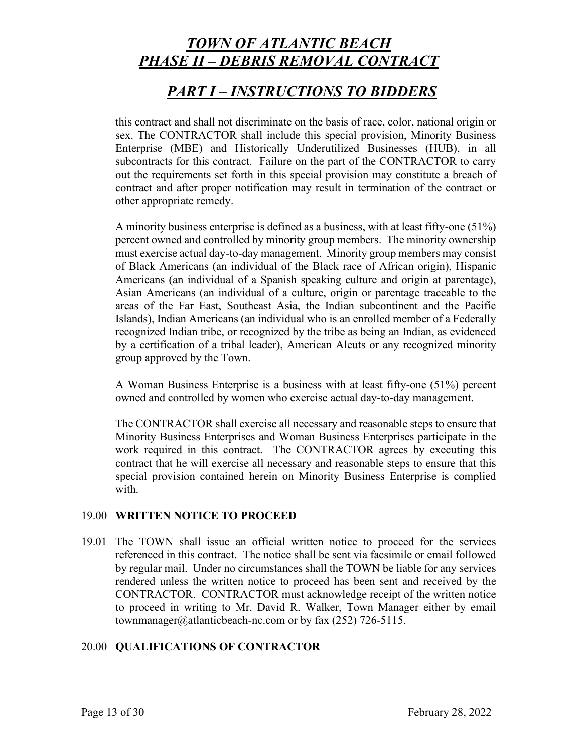this contract and shall not discriminate on the basis of race, color, national origin or sex. The CONTRACTOR shall include this special provision, Minority Business Enterprise (MBE) and Historically Underutilized Businesses (HUB), in all subcontracts for this contract. Failure on the part of the CONTRACTOR to carry out the requirements set forth in this special provision may constitute a breach of contract and after proper notification may result in termination of the contract or other appropriate remedy.

A minority business enterprise is defined as a business, with at least fifty-one (51%) percent owned and controlled by minority group members. The minority ownership must exercise actual day-to-day management. Minority group members may consist of Black Americans (an individual of the Black race of African origin), Hispanic Americans (an individual of a Spanish speaking culture and origin at parentage), Asian Americans (an individual of a culture, origin or parentage traceable to the areas of the Far East, Southeast Asia, the Indian subcontinent and the Pacific Islands), Indian Americans (an individual who is an enrolled member of a Federally recognized Indian tribe, or recognized by the tribe as being an Indian, as evidenced by a certification of a tribal leader), American Aleuts or any recognized minority group approved by the Town.

A Woman Business Enterprise is a business with at least fifty-one (51%) percent owned and controlled by women who exercise actual day-to-day management.

The CONTRACTOR shall exercise all necessary and reasonable steps to ensure that Minority Business Enterprises and Woman Business Enterprises participate in the work required in this contract. The CONTRACTOR agrees by executing this contract that he will exercise all necessary and reasonable steps to ensure that this special provision contained herein on Minority Business Enterprise is complied with.

## 19.00 WRITTEN NOTICE TO PROCEED

19.01 The TOWN shall issue an official written notice to proceed for the services referenced in this contract. The notice shall be sent via facsimile or email followed by regular mail. Under no circumstances shall the TOWN be liable for any services rendered unless the written notice to proceed has been sent and received by the CONTRACTOR. CONTRACTOR must acknowledge receipt of the written notice to proceed in writing to Mr. David R. Walker, Town Manager either by email townmanager@atlanticbeach-nc.com or by fax (252) 726-5115.

## 20.00 QUALIFICATIONS OF CONTRACTOR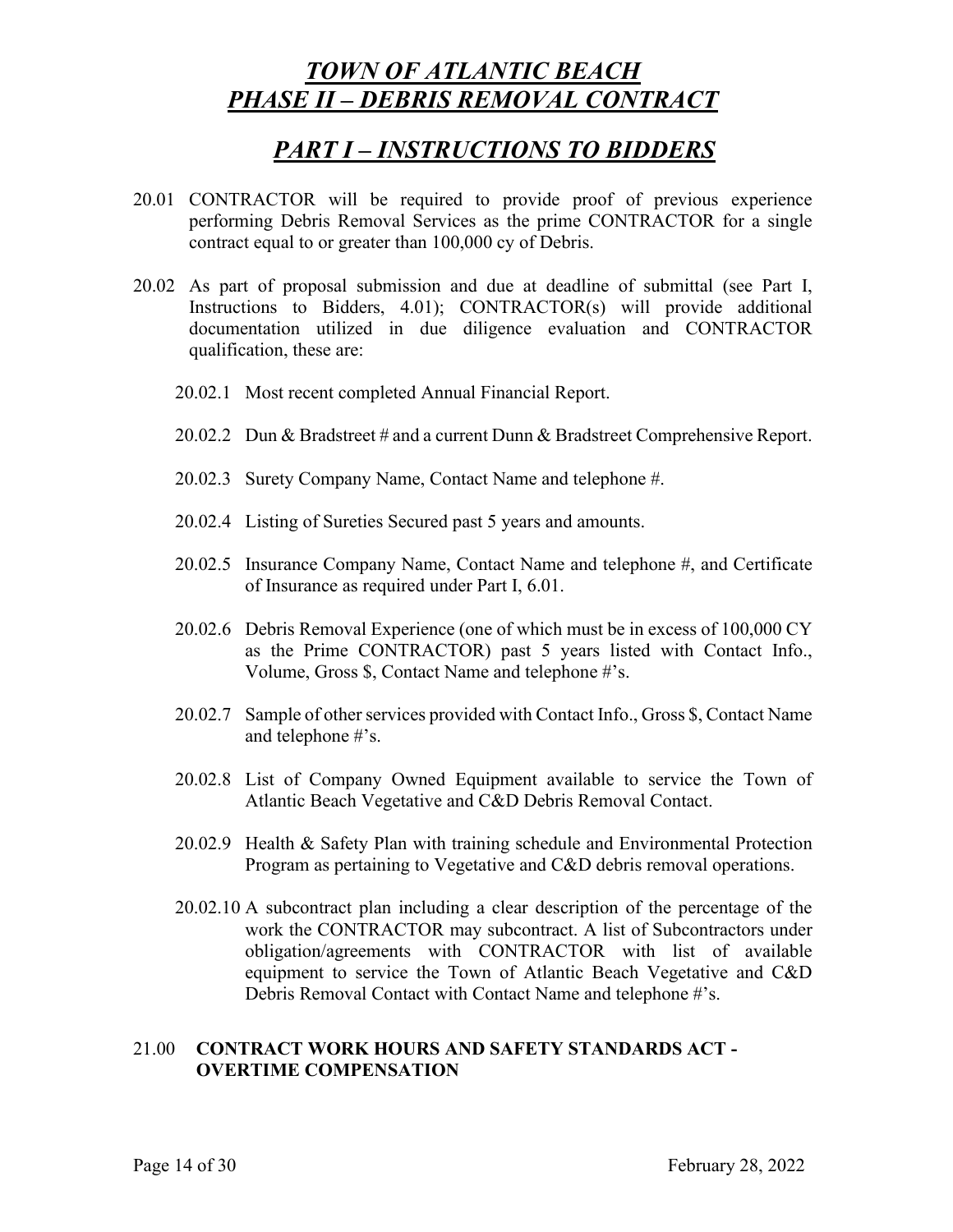# *TOWN OF ATLANTIC BEACH*
# *PHASE II – DEBRIS REMOVAL CONTRACT*

## *PART I – INSTRUCTIONS TO BIDDERS*

20.01 CONTRACTOR will be required to provide proof of previous experience performing Debris Removal Services as the prime CONTRACTOR for a single contract equal to or greater than 100,000 cy of Debris.

20.02 As part of proposal submission and due at deadline of submittal (see Part I, Instructions to Bidders, 4.01); CONTRACTOR(s) will provide additional documentation utilized in due diligence evaluation and CONTRACTOR qualification, these are:

- 20.02.1 Most recent completed Annual Financial Report.
- 20.02.2 Dun & Bradstreet # and a current Dunn & Bradstreet Comprehensive Report.
- 20.02.3 Surety Company Name, Contact Name and telephone #.
- 20.02.4 Listing of Sureties Secured past 5 years and amounts.
- 20.02.5 Insurance Company Name, Contact Name and telephone #, and Certificate of Insurance as required under Part I, 6.01.
- 20.02.6 Debris Removal Experience (one of which must be in excess of 100,000 CY as the Prime CONTRACTOR) past 5 years listed with Contact Info., Volume, Gross $, Contact Name and telephone #'s.
- 20.02.7 Sample of other services provided with Contact Info., Gross $, Contact Name and telephone #'s.
- 20.02.8 List of Company Owned Equipment available to service the Town of Atlantic Beach Vegetative and C&D Debris Removal Contact.
- 20.02.9 Health & Safety Plan with training schedule and Environmental Protection Program as pertaining to Vegetative and C&D debris removal operations.
- 20.02.10 A subcontract plan including a clear description of the percentage of the work the CONTRACTOR may subcontract. A list of Subcontractors under obligation/agreements with CONTRACTOR with list of available equipment to service the Town of Atlantic Beach Vegetative and C&D Debris Removal Contact with Contact Name and telephone #'s.

### 21.00 **CONTRACT WORK HOURS AND SAFETY STANDARDS ACT - OVERTIME COMPENSATION**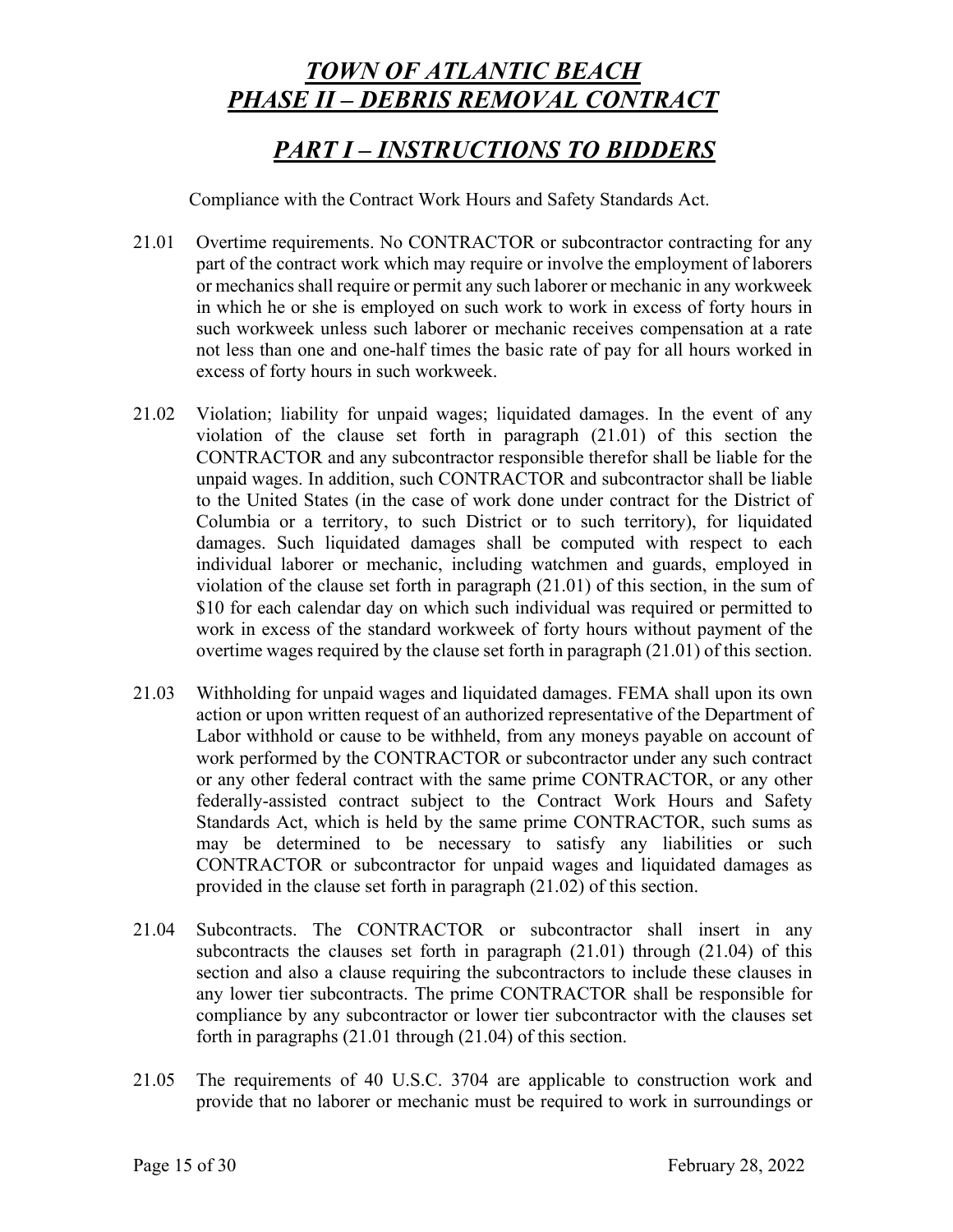Compliance with the Contract Work Hours and Safety Standards Act.

21.01 Overtime requirements. No CONTRACTOR or subcontractor contracting for any part of the contract work which may require or involve the employment of laborers or mechanics shall require or permit any such laborer or mechanic in any workweek in which he or she is employed on such work to work in excess of forty hours in such workweek unless such laborer or mechanic receives compensation at a rate not less than one and one-half times the basic rate of pay for all hours worked in excess of forty hours in such workweek.

21.02 Violation; liability for unpaid wages; liquidated damages. In the event of any violation of the clause set forth in paragraph (21.01) of this section the CONTRACTOR and any subcontractor responsible therefor shall be liable for the unpaid wages. In addition, such CONTRACTOR and subcontractor shall be liable to the United States (in the case of work done under contract for the District of Columbia or a territory, to such District or to such territory), for liquidated damages. Such liquidated damages shall be computed with respect to each individual laborer or mechanic, including watchmen and guards, employed in violation of the clause set forth in paragraph (21.01) of this section, in the sum of $10 for each calendar day on which such individual was required or permitted to work in excess of the standard workweek of forty hours without payment of the overtime wages required by the clause set forth in paragraph (21.01) of this section.

21.03 Withholding for unpaid wages and liquidated damages. FEMA shall upon its own action or upon written request of an authorized representative of the Department of Labor withhold or cause to be withheld, from any moneys payable on account of work performed by the CONTRACTOR or subcontractor under any such contract or any other federal contract with the same prime CONTRACTOR, or any other federally-assisted contract subject to the Contract Work Hours and Safety Standards Act, which is held by the same prime CONTRACTOR, such sums as may be determined to be necessary to satisfy any liabilities or such CONTRACTOR or subcontractor for unpaid wages and liquidated damages as provided in the clause set forth in paragraph (21.02) of this section.

21.04 Subcontracts. The CONTRACTOR or subcontractor shall insert in any subcontracts the clauses set forth in paragraph (21.01) through (21.04) of this section and also a clause requiring the subcontractors to include these clauses in any lower tier subcontracts. The prime CONTRACTOR shall be responsible for compliance by any subcontractor or lower tier subcontractor with the clauses set forth in paragraphs (21.01 through (21.04) of this section.

21.05 The requirements of 40 U.S.C. 3704 are applicable to construction work and provide that no laborer or mechanic must be required to work in surroundings or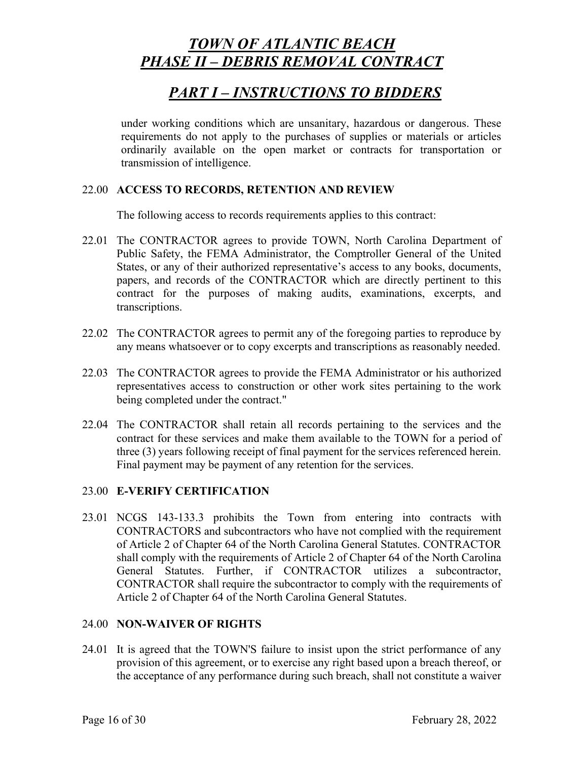under working conditions which are unsanitary, hazardous or dangerous. These requirements do not apply to the purchases of supplies or materials or articles ordinarily available on the open market or contracts for transportation or transmission of intelligence.

22.00 **ACCESS TO RECORDS, RETENTION AND REVIEW**

The following access to records requirements applies to this contract:

22.01 The CONTRACTOR agrees to provide TOWN, North Carolina Department of Public Safety, the FEMA Administrator, the Comptroller General of the United States, or any of their authorized representative's access to any books, documents, papers, and records of the CONTRACTOR which are directly pertinent to this contract for the purposes of making audits, examinations, excerpts, and transcriptions.

22.02 The CONTRACTOR agrees to permit any of the foregoing parties to reproduce by any means whatsoever or to copy excerpts and transcriptions as reasonably needed.

22.03 The CONTRACTOR agrees to provide the FEMA Administrator or his authorized representatives access to construction or other work sites pertaining to the work being completed under the contract."

22.04 The CONTRACTOR shall retain all records pertaining to the services and the contract for these services and make them available to the TOWN for a period of three (3) years following receipt of final payment for the services referenced herein. Final payment may be payment of any retention for the services.

23.00 **E-VERIFY CERTIFICATION**

23.01 NCGS 143-133.3 prohibits the Town from entering into contracts with CONTRACTORS and subcontractors who have not complied with the requirement of Article 2 of Chapter 64 of the North Carolina General Statutes. CONTRACTOR shall comply with the requirements of Article 2 of Chapter 64 of the North Carolina General Statutes. Further, if CONTRACTOR utilizes a subcontractor, CONTRACTOR shall require the subcontractor to comply with the requirements of Article 2 of Chapter 64 of the North Carolina General Statutes.

24.00 **NON-WAIVER OF RIGHTS**

24.01 It is agreed that the TOWN'S failure to insist upon the strict performance of any provision of this agreement, or to exercise any right based upon a breach thereof, or the acceptance of any performance during such breach, shall not constitute a waiver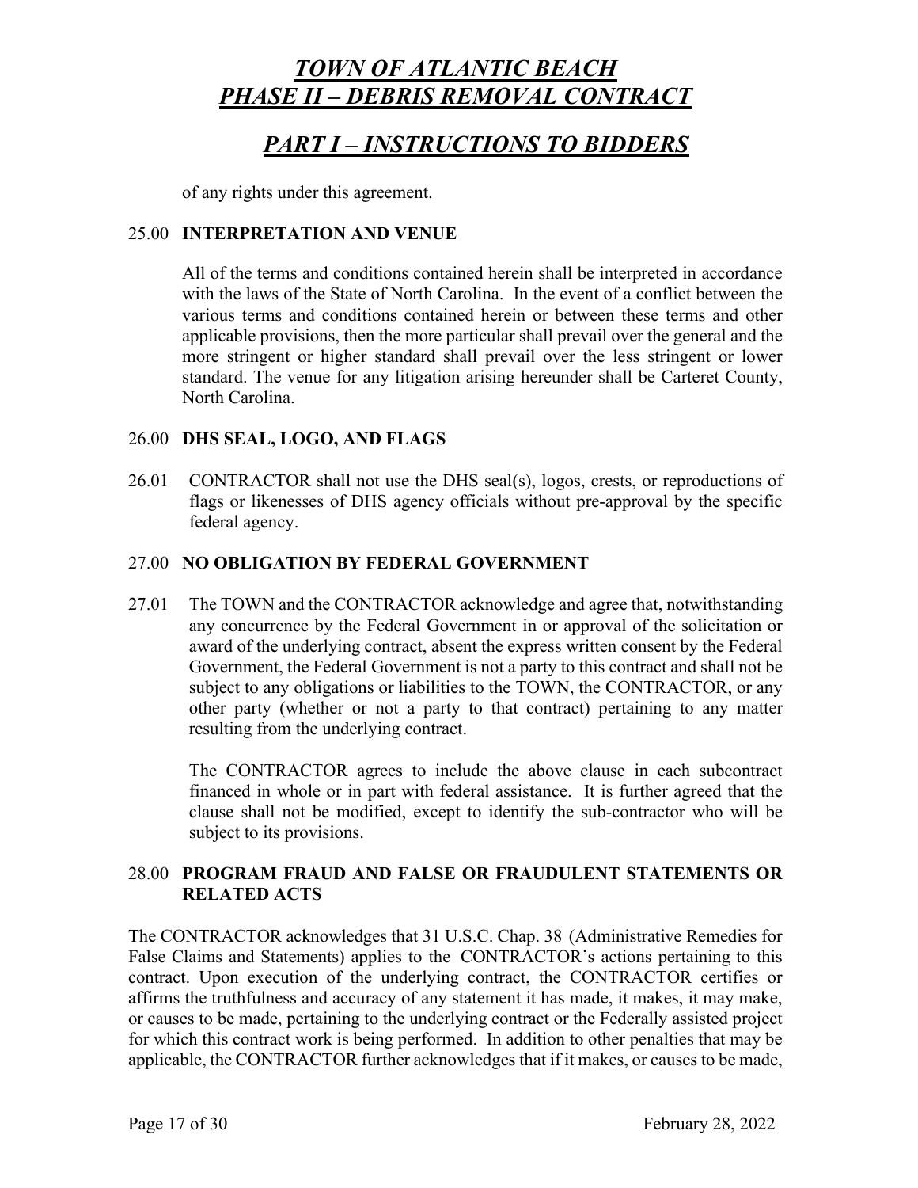of any rights under this agreement.

## 25.00 INTERPRETATION AND VENUE

All of the terms and conditions contained herein shall be interpreted in accordance with the laws of the State of North Carolina. In the event of a conflict between the various terms and conditions contained herein or between these terms and other applicable provisions, then the more particular shall prevail over the general and the more stringent or higher standard shall prevail over the less stringent or lower standard. The venue for any litigation arising hereunder shall be Carteret County, North Carolina.

## 26.00 DHS SEAL, LOGO, AND FLAGS

26.01 CONTRACTOR shall not use the DHS seal(s), logos, crests, or reproductions of flags or likenesses of DHS agency officials without pre-approval by the specific federal agency.

## 27.00 NO OBLIGATION BY FEDERAL GOVERNMENT

27.01 The TOWN and the CONTRACTOR acknowledge and agree that, notwithstanding any concurrence by the Federal Government in or approval of the solicitation or award of the underlying contract, absent the express written consent by the Federal Government, the Federal Government is not a party to this contract and shall not be subject to any obligations or liabilities to the TOWN, the CONTRACTOR, or any other party (whether or not a party to that contract) pertaining to any matter resulting from the underlying contract.

The CONTRACTOR agrees to include the above clause in each subcontract financed in whole or in part with federal assistance. It is further agreed that the clause shall not be modified, except to identify the sub-contractor who will be subject to its provisions.

## 28.00 PROGRAM FRAUD AND FALSE OR FRAUDULENT STATEMENTS OR RELATED ACTS

The CONTRACTOR acknowledges that 31 U.S.C. Chap. 38 (Administrative Remedies for False Claims and Statements) applies to the CONTRACTOR's actions pertaining to this contract. Upon execution of the underlying contract, the CONTRACTOR certifies or affirms the truthfulness and accuracy of any statement it has made, it makes, it may make, or causes to be made, pertaining to the underlying contract or the Federally assisted project for which this contract work is being performed. In addition to other penalties that may be applicable, the CONTRACTOR further acknowledges that if it makes, or causes to be made,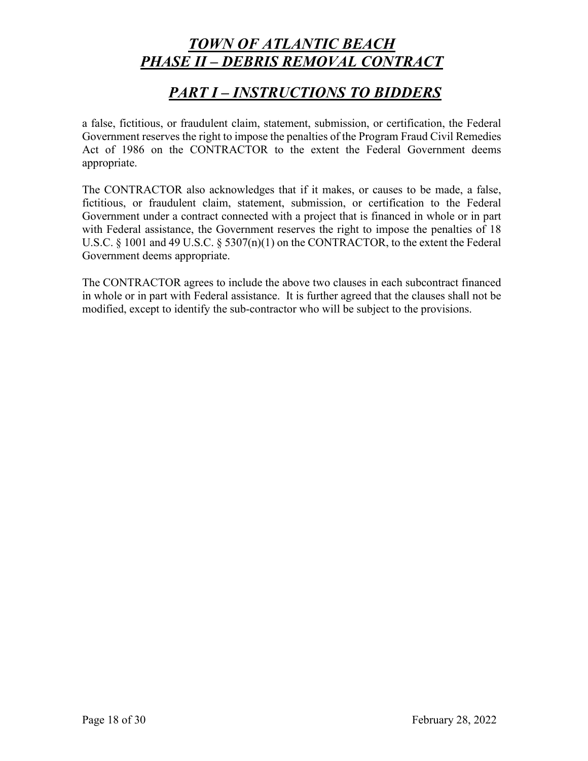a false, fictitious, or fraudulent claim, statement, submission, or certification, the Federal Government reserves the right to impose the penalties of the Program Fraud Civil Remedies Act of 1986 on the CONTRACTOR to the extent the Federal Government deems appropriate.

The CONTRACTOR also acknowledges that if it makes, or causes to be made, a false, fictitious, or fraudulent claim, statement, submission, or certification to the Federal Government under a contract connected with a project that is financed in whole or in part with Federal assistance, the Government reserves the right to impose the penalties of 18 U.S.C. § 1001 and 49 U.S.C. § 5307(n)(1) on the CONTRACTOR, to the extent the Federal Government deems appropriate.

The CONTRACTOR agrees to include the above two clauses in each subcontract financed in whole or in part with Federal assistance. It is further agreed that the clauses shall not be modified, except to identify the sub-contractor who will be subject to the provisions.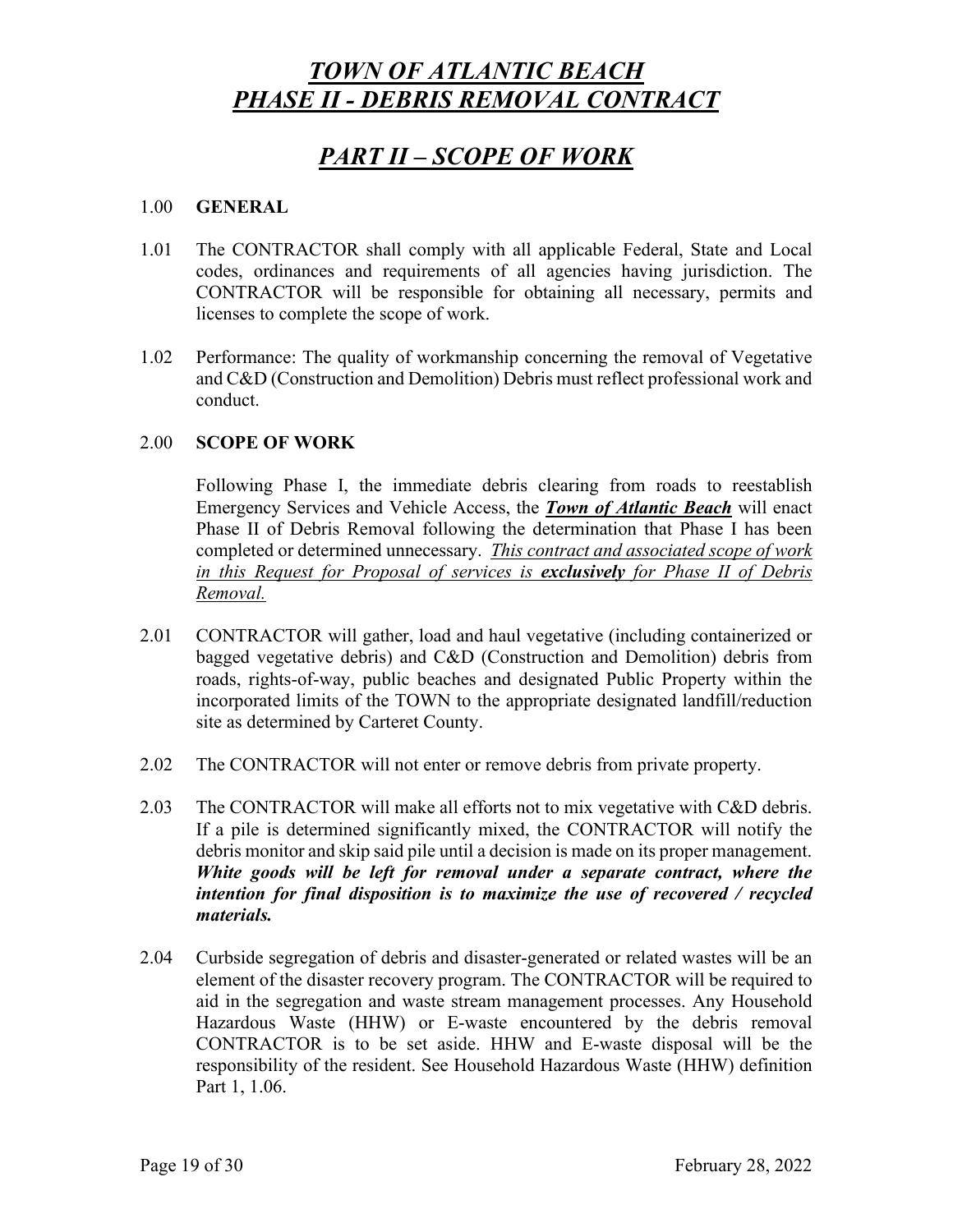# ***TOWN OF ATLANTIC BEACH***
# ***PHASE II - DEBRIS REMOVAL CONTRACT***

## ***PART II – SCOPE OF WORK***

1.00 **GENERAL**

1.01 The CONTRACTOR shall comply with all applicable Federal, State and Local codes, ordinances and requirements of all agencies having jurisdiction. The CONTRACTOR will be responsible for obtaining all necessary, permits and licenses to complete the scope of work.

1.02 Performance: The quality of workmanship concerning the removal of Vegetative and C&D (Construction and Demolition) Debris must reflect professional work and conduct.

2.00 **SCOPE OF WORK**

Following Phase I, the immediate debris clearing from roads to reestablish Emergency Services and Vehicle Access, the ***Town of Atlantic Beach*** will enact Phase II of Debris Removal following the determination that Phase I has been completed or determined unnecessary. *This contract and associated scope of work in this Request for Proposal of services is **exclusively** for Phase II of Debris Removal.*

2.01 CONTRACTOR will gather, load and haul vegetative (including containerized or bagged vegetative debris) and C&D (Construction and Demolition) debris from roads, rights-of-way, public beaches and designated Public Property within the incorporated limits of the TOWN to the appropriate designated landfill/reduction site as determined by Carteret County.

2.02 The CONTRACTOR will not enter or remove debris from private property.

2.03 The CONTRACTOR will make all efforts not to mix vegetative with C&D debris. If a pile is determined significantly mixed, the CONTRACTOR will notify the debris monitor and skip said pile until a decision is made on its proper management. ***White goods will be left for removal under a separate contract, where the intention for final disposition is to maximize the use of recovered / recycled materials.***

2.04 Curbside segregation of debris and disaster-generated or related wastes will be an element of the disaster recovery program. The CONTRACTOR will be required to aid in the segregation and waste stream management processes. Any Household Hazardous Waste (HHW) or E-waste encountered by the debris removal CONTRACTOR is to be set aside. HHW and E-waste disposal will be the responsibility of the resident. See Household Hazardous Waste (HHW) definition Part 1, 1.06.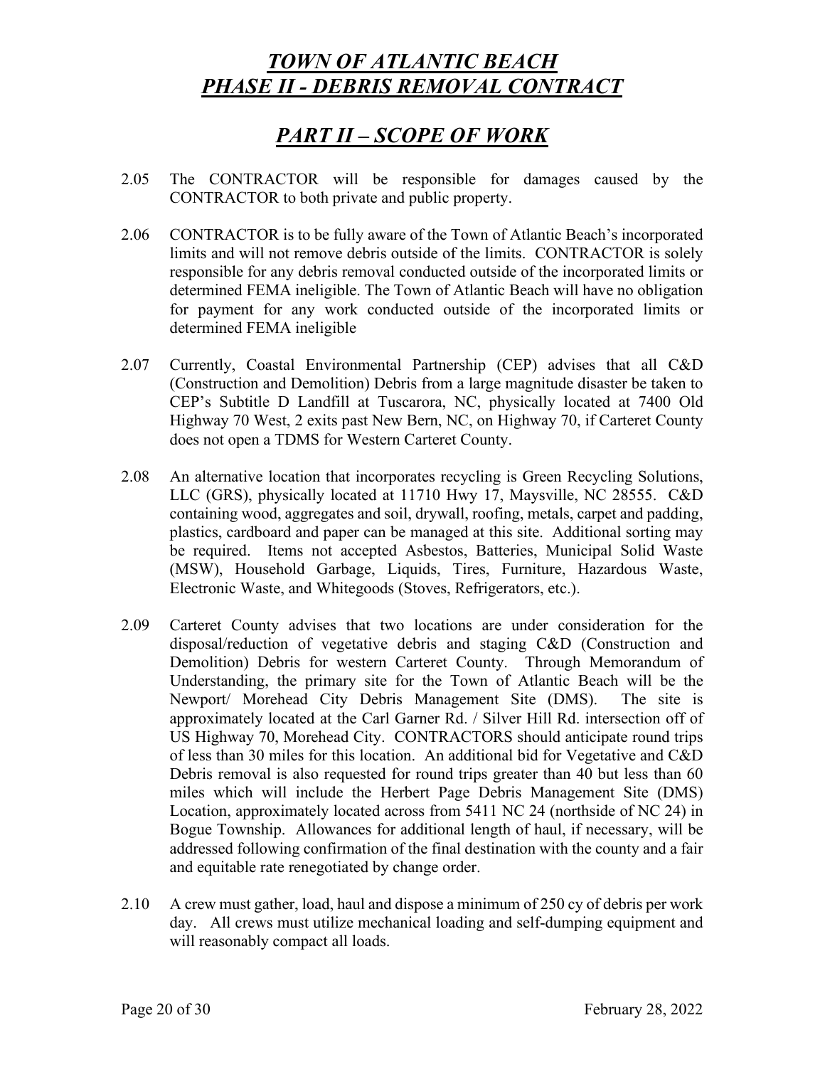# *TOWN OF ATLANTIC BEACH*
# *PHASE II - DEBRIS REMOVAL CONTRACT*

## *PART II – SCOPE OF WORK*

2.05 The CONTRACTOR will be responsible for damages caused by the CONTRACTOR to both private and public property.

2.06 CONTRACTOR is to be fully aware of the Town of Atlantic Beach's incorporated limits and will not remove debris outside of the limits. CONTRACTOR is solely responsible for any debris removal conducted outside of the incorporated limits or determined FEMA ineligible. The Town of Atlantic Beach will have no obligation for payment for any work conducted outside of the incorporated limits or determined FEMA ineligible

2.07 Currently, Coastal Environmental Partnership (CEP) advises that all C&D (Construction and Demolition) Debris from a large magnitude disaster be taken to CEP's Subtitle D Landfill at Tuscarora, NC, physically located at 7400 Old Highway 70 West, 2 exits past New Bern, NC, on Highway 70, if Carteret County does not open a TDMS for Western Carteret County.

2.08 An alternative location that incorporates recycling is Green Recycling Solutions, LLC (GRS), physically located at 11710 Hwy 17, Maysville, NC 28555. C&D containing wood, aggregates and soil, drywall, roofing, metals, carpet and padding, plastics, cardboard and paper can be managed at this site. Additional sorting may be required. Items not accepted Asbestos, Batteries, Municipal Solid Waste (MSW), Household Garbage, Liquids, Tires, Furniture, Hazardous Waste, Electronic Waste, and Whitegoods (Stoves, Refrigerators, etc.).

2.09 Carteret County advises that two locations are under consideration for the disposal/reduction of vegetative debris and staging C&D (Construction and Demolition) Debris for western Carteret County. Through Memorandum of Understanding, the primary site for the Town of Atlantic Beach will be the Newport/ Morehead City Debris Management Site (DMS). The site is approximately located at the Carl Garner Rd. / Silver Hill Rd. intersection off of US Highway 70, Morehead City. CONTRACTORS should anticipate round trips of less than 30 miles for this location. An additional bid for Vegetative and C&D Debris removal is also requested for round trips greater than 40 but less than 60 miles which will include the Herbert Page Debris Management Site (DMS) Location, approximately located across from 5411 NC 24 (northside of NC 24) in Bogue Township. Allowances for additional length of haul, if necessary, will be addressed following confirmation of the final destination with the county and a fair and equitable rate renegotiated by change order.

2.10 A crew must gather, load, haul and dispose a minimum of 250 cy of debris per work day. All crews must utilize mechanical loading and self-dumping equipment and will reasonably compact all loads.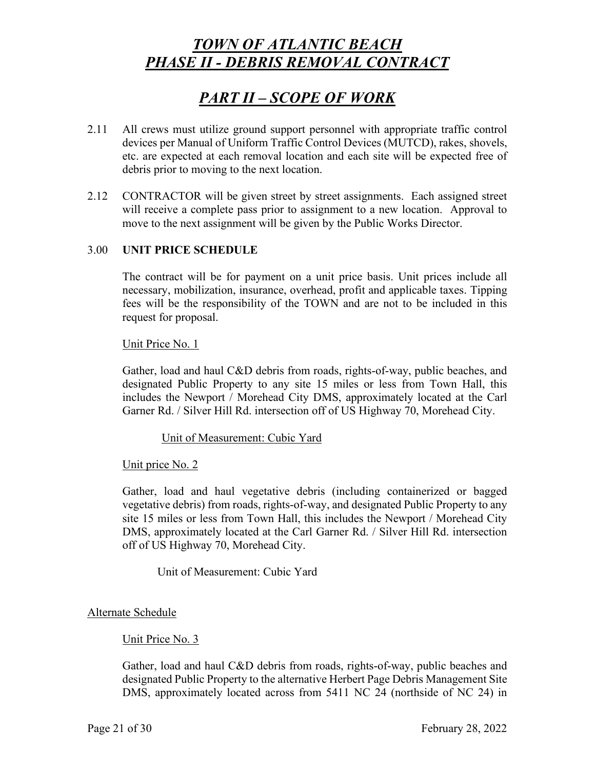# ***TOWN OF ATLANTIC BEACH***
# ***PHASE II - DEBRIS REMOVAL CONTRACT***

## ***PART II – SCOPE OF WORK***

2.11 All crews must utilize ground support personnel with appropriate traffic control devices per Manual of Uniform Traffic Control Devices (MUTCD), rakes, shovels, etc. are expected at each removal location and each site will be expected free of debris prior to moving to the next location.

2.12 CONTRACTOR will be given street by street assignments. Each assigned street will receive a complete pass prior to assignment to a new location. Approval to move to the next assignment will be given by the Public Works Director.

3.00 **UNIT PRICE SCHEDULE**

The contract will be for payment on a unit price basis. Unit prices include all necessary, mobilization, insurance, overhead, profit and applicable taxes. Tipping fees will be the responsibility of the TOWN and are not to be included in this request for proposal.

<u>Unit Price No. 1</u>

Gather, load and haul C&D debris from roads, rights-of-way, public beaches, and designated Public Property to any site 15 miles or less from Town Hall, this includes the Newport / Morehead City DMS, approximately located at the Carl Garner Rd. / Silver Hill Rd. intersection off of US Highway 70, Morehead City.

<u>Unit of Measurement: Cubic Yard</u>

<u>Unit price No. 2</u>

Gather, load and haul vegetative debris (including containerized or bagged vegetative debris) from roads, rights-of-way, and designated Public Property to any site 15 miles or less from Town Hall, this includes the Newport / Morehead City DMS, approximately located at the Carl Garner Rd. / Silver Hill Rd. intersection off of US Highway 70, Morehead City.

Unit of Measurement: Cubic Yard

<u>Alternate Schedule</u>

<u>Unit Price No. 3</u>

Gather, load and haul C&D debris from roads, rights-of-way, public beaches and designated Public Property to the alternative Herbert Page Debris Management Site DMS, approximately located across from 5411 NC 24 (northside of NC 24) in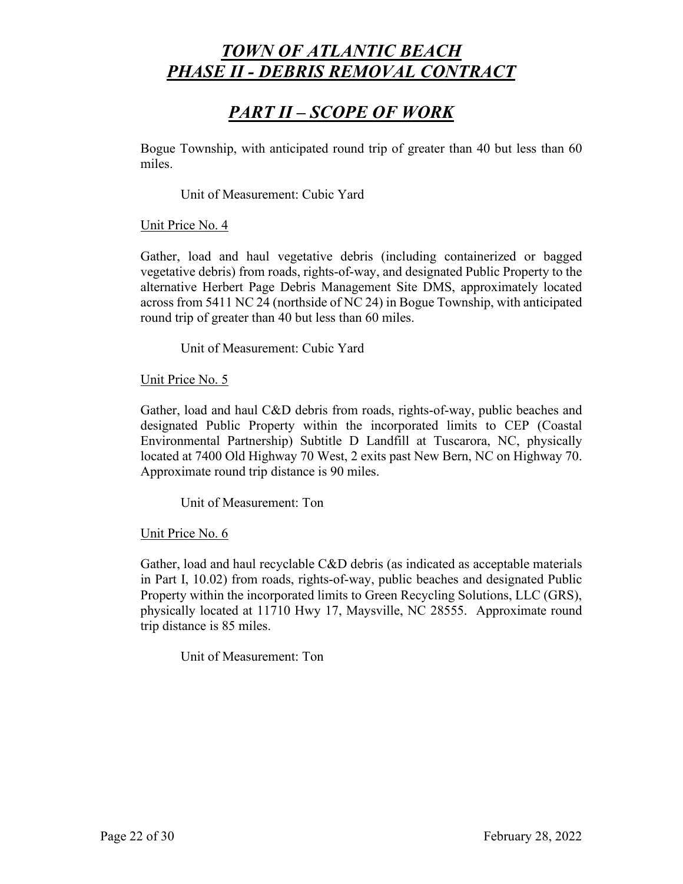# *TOWN OF ATLANTIC BEACH*
# *PHASE II - DEBRIS REMOVAL CONTRACT*

## *PART II – SCOPE OF WORK*

Bogue Township, with anticipated round trip of greater than 40 but less than 60 miles.

Unit of Measurement: Cubic Yard

Unit Price No. 4

Gather, load and haul vegetative debris (including containerized or bagged vegetative debris) from roads, rights-of-way, and designated Public Property to the alternative Herbert Page Debris Management Site DMS, approximately located across from 5411 NC 24 (northside of NC 24) in Bogue Township, with anticipated round trip of greater than 40 but less than 60 miles.

Unit of Measurement: Cubic Yard

Unit Price No. 5

Gather, load and haul C&D debris from roads, rights-of-way, public beaches and designated Public Property within the incorporated limits to CEP (Coastal Environmental Partnership) Subtitle D Landfill at Tuscarora, NC, physically located at 7400 Old Highway 70 West, 2 exits past New Bern, NC on Highway 70. Approximate round trip distance is 90 miles.

Unit of Measurement: Ton

Unit Price No. 6

Gather, load and haul recyclable C&D debris (as indicated as acceptable materials in Part I, 10.02) from roads, rights-of-way, public beaches and designated Public Property within the incorporated limits to Green Recycling Solutions, LLC (GRS), physically located at 11710 Hwy 17, Maysville, NC 28555. Approximate round trip distance is 85 miles.

Unit of Measurement: Ton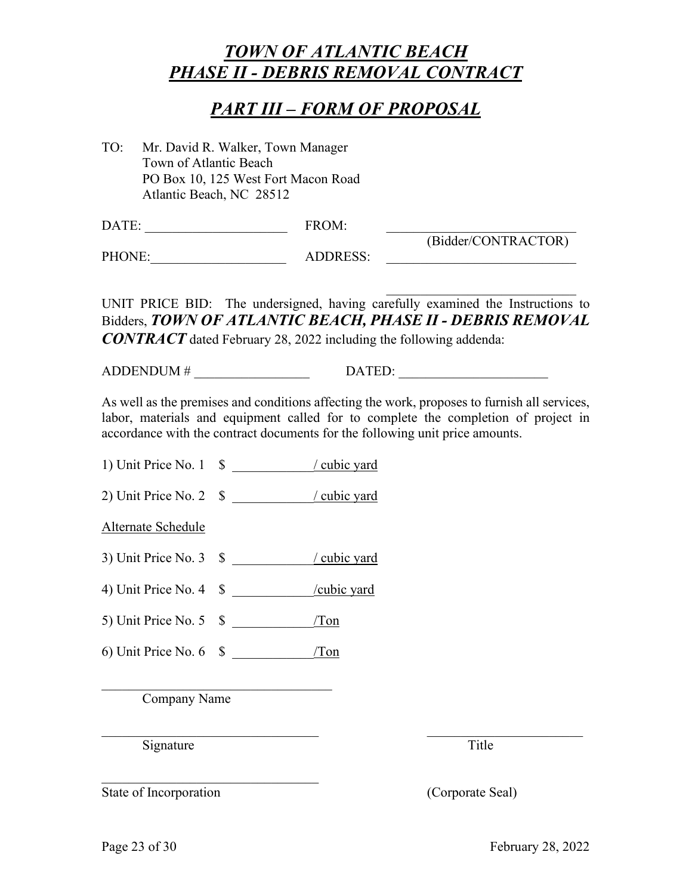# *TOWN OF ATLANTIC BEACH*
# *PHASE II - DEBRIS REMOVAL CONTRACT*

## *PART III – FORM OF PROPOSAL*

TO: Mr. David R. Walker, Town Manager
Town of Atlantic Beach
PO Box 10, 125 West Fort Macon Road
Atlantic Beach, NC 28512

DATE: ____________________ FROM: ____________________________
(Bidder/CONTRACTOR)

PHONE: ___________________ ADDRESS: ____________________________

____________________________

UNIT PRICE BID: The undersigned, having carefully examined the Instructions to Bidders, ***TOWN OF ATLANTIC BEACH, PHASE II - DEBRIS REMOVAL CONTRACT*** dated February 28, 2022 including the following addenda:

ADDENDUM # _________________ DATED: ______________________

As well as the premises and conditions affecting the work, proposes to furnish all services, labor, materials and equipment called for to complete the completion of project in accordance with the contract documents for the following unit price amounts.

1) Unit Price No. 1 $ ____________/ cubic yard

2) Unit Price No. 2 $ ____________/ cubic yard

Alternate Schedule

3) Unit Price No. 3 $ ____________/ cubic yard

4) Unit Price No. 4 $ ____________/cubic yard

5) Unit Price No. 5 $ ____________/Ton

6) Unit Price No. 6 $ ____________/Ton

___________________________________
Company Name

_________________________________ ________________________
Signature Title

_________________________________
State of Incorporation (Corporate Seal)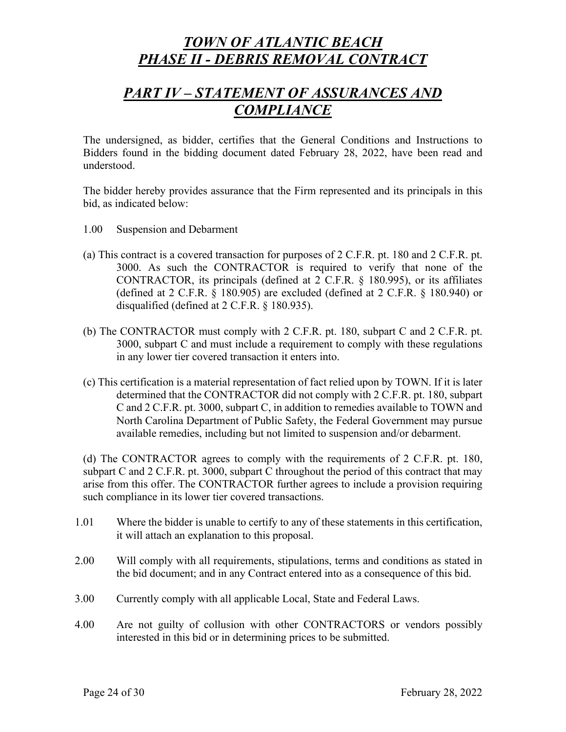# *TOWN OF ATLANTIC BEACH*
# *PHASE II - DEBRIS REMOVAL CONTRACT*

## *PART IV – STATEMENT OF ASSURANCES AND COMPLIANCE*

The undersigned, as bidder, certifies that the General Conditions and Instructions to Bidders found in the bidding document dated February 28, 2022, have been read and understood.

The bidder hereby provides assurance that the Firm represented and its principals in this bid, as indicated below:

1.00 Suspension and Debarment

(a) This contract is a covered transaction for purposes of 2 C.F.R. pt. 180 and 2 C.F.R. pt. 3000. As such the CONTRACTOR is required to verify that none of the CONTRACTOR, its principals (defined at 2 C.F.R. § 180.995), or its affiliates (defined at 2 C.F.R. § 180.905) are excluded (defined at 2 C.F.R. § 180.940) or disqualified (defined at 2 C.F.R. § 180.935).

(b) The CONTRACTOR must comply with 2 C.F.R. pt. 180, subpart C and 2 C.F.R. pt. 3000, subpart C and must include a requirement to comply with these regulations in any lower tier covered transaction it enters into.

(c) This certification is a material representation of fact relied upon by TOWN. If it is later determined that the CONTRACTOR did not comply with 2 C.F.R. pt. 180, subpart C and 2 C.F.R. pt. 3000, subpart C, in addition to remedies available to TOWN and North Carolina Department of Public Safety, the Federal Government may pursue available remedies, including but not limited to suspension and/or debarment.

(d) The CONTRACTOR agrees to comply with the requirements of 2 C.F.R. pt. 180, subpart C and 2 C.F.R. pt. 3000, subpart C throughout the period of this contract that may arise from this offer. The CONTRACTOR further agrees to include a provision requiring such compliance in its lower tier covered transactions.

1.01 Where the bidder is unable to certify to any of these statements in this certification, it will attach an explanation to this proposal.

2.00 Will comply with all requirements, stipulations, terms and conditions as stated in the bid document; and in any Contract entered into as a consequence of this bid.

3.00 Currently comply with all applicable Local, State and Federal Laws.

4.00 Are not guilty of collusion with other CONTRACTORS or vendors possibly interested in this bid or in determining prices to be submitted.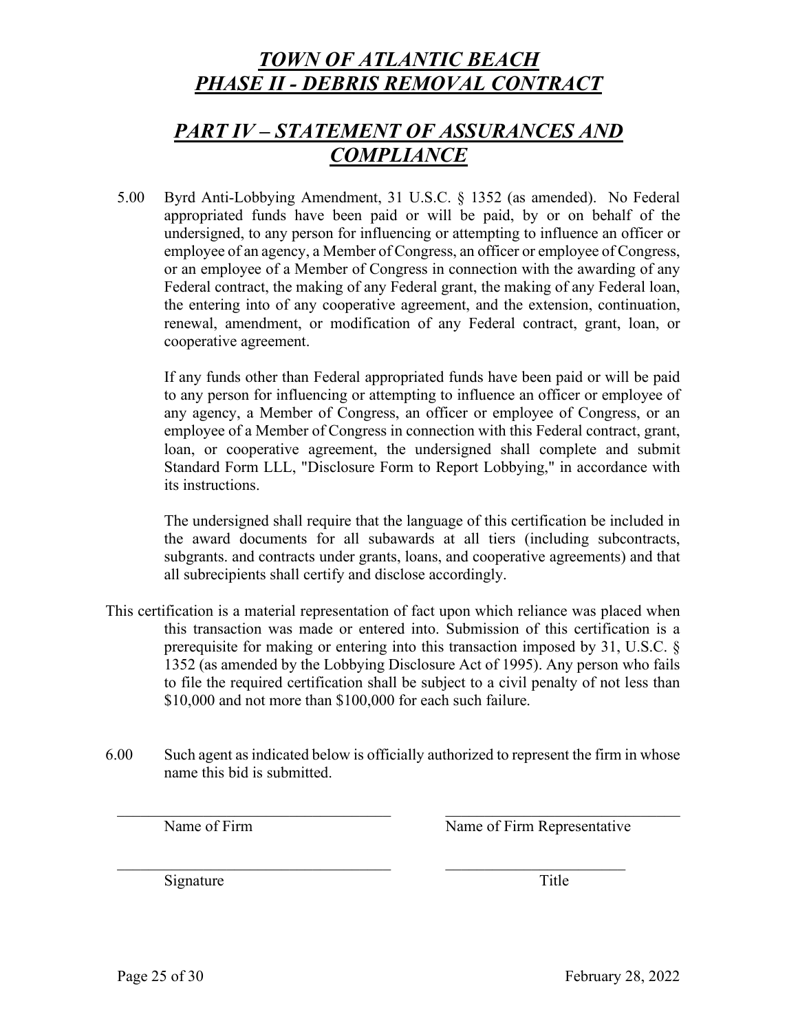# *TOWN OF ATLANTIC BEACH PHASE II - DEBRIS REMOVAL CONTRACT*

## *PART IV – STATEMENT OF ASSURANCES AND COMPLIANCE*

5.00 Byrd Anti-Lobbying Amendment, 31 U.S.C. § 1352 (as amended). No Federal appropriated funds have been paid or will be paid, by or on behalf of the undersigned, to any person for influencing or attempting to influence an officer or employee of an agency, a Member of Congress, an officer or employee of Congress, or an employee of a Member of Congress in connection with the awarding of any Federal contract, the making of any Federal grant, the making of any Federal loan, the entering into of any cooperative agreement, and the extension, continuation, renewal, amendment, or modification of any Federal contract, grant, loan, or cooperative agreement.

If any funds other than Federal appropriated funds have been paid or will be paid to any person for influencing or attempting to influence an officer or employee of any agency, a Member of Congress, an officer or employee of Congress, or an employee of a Member of Congress in connection with this Federal contract, grant, loan, or cooperative agreement, the undersigned shall complete and submit Standard Form LLL, "Disclosure Form to Report Lobbying," in accordance with its instructions.

The undersigned shall require that the language of this certification be included in the award documents for all subawards at all tiers (including subcontracts, subgrants. and contracts under grants, loans, and cooperative agreements) and that all subrecipients shall certify and disclose accordingly.

This certification is a material representation of fact upon which reliance was placed when this transaction was made or entered into. Submission of this certification is a prerequisite for making or entering into this transaction imposed by 31, U.S.C. § 1352 (as amended by the Lobbying Disclosure Act of 1995). Any person who fails to file the required certification shall be subject to a civil penalty of not less than $10,000 and not more than $100,000 for each such failure.

6.00 Such agent as indicated below is officially authorized to represent the firm in whose name this bid is submitted.

\_\_\_\_\_\_\_\_\_\_\_\_\_\_\_\_\_\_\_\_\_\_\_\_\_\_\_\_\_\_\_\_\_\_ \_\_\_\_\_\_\_\_\_\_\_\_\_\_\_\_\_\_\_\_\_\_\_\_\_\_\_\_\_\_

Name of Firm Name of Firm Representative

\_\_\_\_\_\_\_\_\_\_\_\_\_\_\_\_\_\_\_\_\_\_\_\_\_\_\_\_\_\_\_\_\_\_ \_\_\_\_\_\_\_\_\_\_\_\_\_\_\_\_\_\_\_\_\_\_\_\_

Signature Title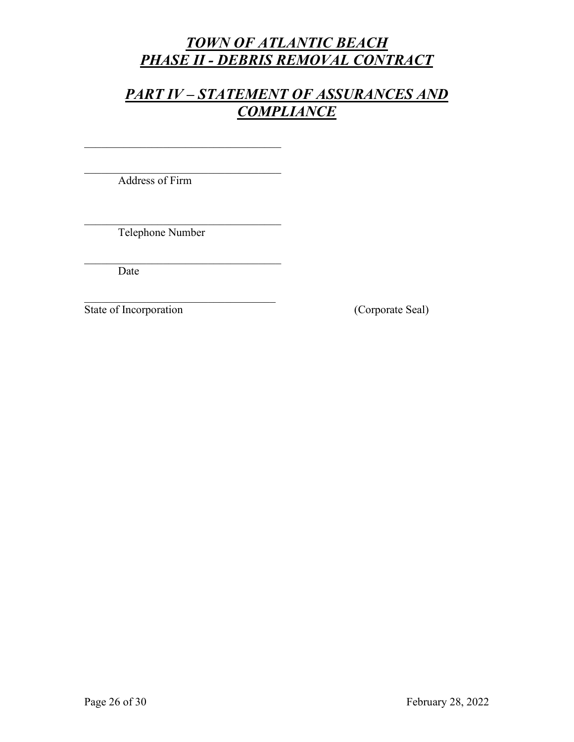# *TOWN OF ATLANTIC BEACH*
# *PHASE II - DEBRIS REMOVAL CONTRACT*

## *PART IV – STATEMENT OF ASSURANCES AND COMPLIANCE*

\_\_\_\_\_\_\_\_\_\_\_\_\_\_\_\_\_\_\_\_\_\_\_\_\_\_\_\_\_\_\_\_\_\_\_\_

\_\_\_\_\_\_\_\_\_\_\_\_\_\_\_\_\_\_\_\_\_\_\_\_\_\_\_\_\_\_\_\_\_\_\_\_
Address of Firm

\_\_\_\_\_\_\_\_\_\_\_\_\_\_\_\_\_\_\_\_\_\_\_\_\_\_\_\_\_\_\_\_\_\_\_\_
Telephone Number

\_\_\_\_\_\_\_\_\_\_\_\_\_\_\_\_\_\_\_\_\_\_\_\_\_\_\_\_\_\_\_\_\_\_\_\_
Date

\_\_\_\_\_\_\_\_\_\_\_\_\_\_\_\_\_\_\_\_\_\_\_\_\_\_\_\_\_\_\_\_\_\_\_\_
State of Incorporation (Corporate Seal)

February 28, 2022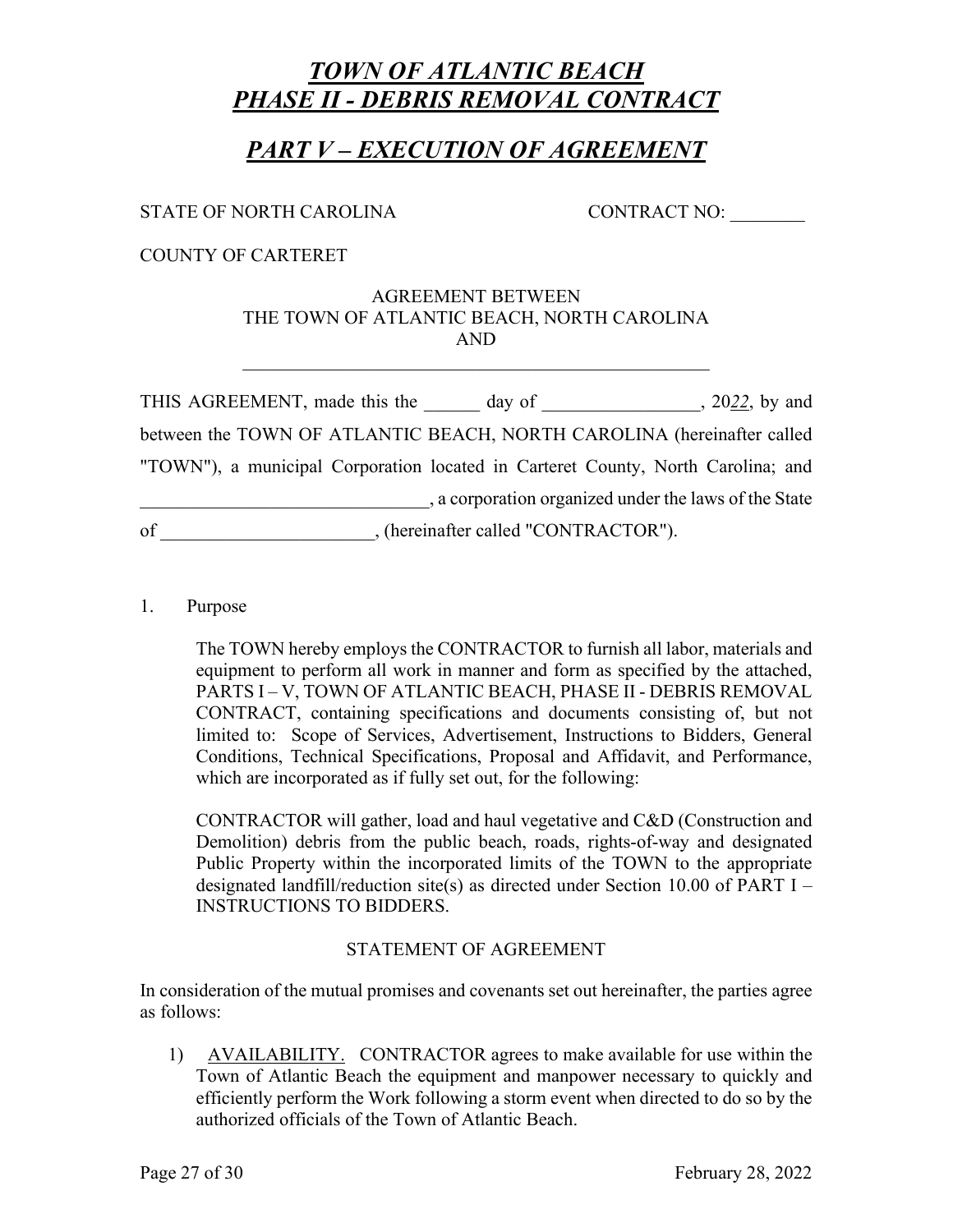# *TOWN OF ATLANTIC BEACH*
# *PHASE II - DEBRIS REMOVAL CONTRACT*

## *PART V – EXECUTION OF AGREEMENT*

STATE OF NORTH CAROLINA CONTRACT NO: ________

COUNTY OF CARTERET

AGREEMENT BETWEEN
THE TOWN OF ATLANTIC BEACH, NORTH CAROLINA
AND
_____________________________________________________

THIS AGREEMENT, made this the ______ day of _________________, 20*22*, by and between the TOWN OF ATLANTIC BEACH, NORTH CAROLINA (hereinafter called "TOWN"), a municipal Corporation located in Carteret County, North Carolina; and _______________________________, a corporation organized under the laws of the State of _______________________, (hereinafter called "CONTRACTOR").

1. Purpose

   The TOWN hereby employs the CONTRACTOR to furnish all labor, materials and equipment to perform all work in manner and form as specified by the attached, PARTS I – V, TOWN OF ATLANTIC BEACH, PHASE II - DEBRIS REMOVAL CONTRACT, containing specifications and documents consisting of, but not limited to: Scope of Services, Advertisement, Instructions to Bidders, General Conditions, Technical Specifications, Proposal and Affidavit, and Performance, which are incorporated as if fully set out, for the following:

   CONTRACTOR will gather, load and haul vegetative and C&D (Construction and Demolition) debris from the public beach, roads, rights-of-way and designated Public Property within the incorporated limits of the TOWN to the appropriate designated landfill/reduction site(s) as directed under Section 10.00 of PART I – INSTRUCTIONS TO BIDDERS.

STATEMENT OF AGREEMENT

In consideration of the mutual promises and covenants set out hereinafter, the parties agree as follows:

1) AVAILABILITY. CONTRACTOR agrees to make available for use within the Town of Atlantic Beach the equipment and manpower necessary to quickly and efficiently perform the Work following a storm event when directed to do so by the authorized officials of the Town of Atlantic Beach.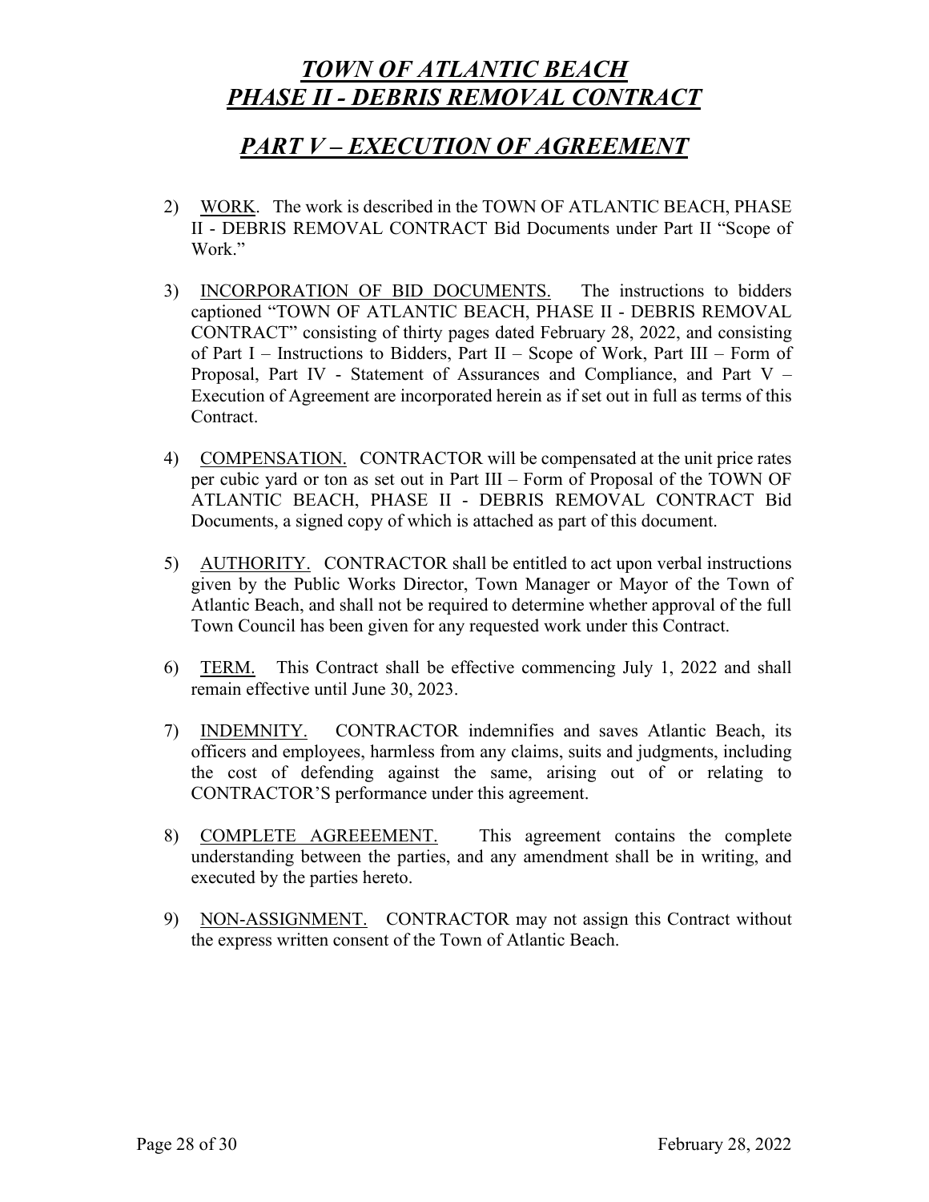# *TOWN OF ATLANTIC BEACH*
# *PHASE II - DEBRIS REMOVAL CONTRACT*

## *PART V – EXECUTION OF AGREEMENT*

2) WORK. The work is described in the TOWN OF ATLANTIC BEACH, PHASE II - DEBRIS REMOVAL CONTRACT Bid Documents under Part II "Scope of Work."

3) INCORPORATION OF BID DOCUMENTS. The instructions to bidders captioned "TOWN OF ATLANTIC BEACH, PHASE II - DEBRIS REMOVAL CONTRACT" consisting of thirty pages dated February 28, 2022, and consisting of Part I – Instructions to Bidders, Part II – Scope of Work, Part III – Form of Proposal, Part IV - Statement of Assurances and Compliance, and Part V – Execution of Agreement are incorporated herein as if set out in full as terms of this Contract.

4) COMPENSATION. CONTRACTOR will be compensated at the unit price rates per cubic yard or ton as set out in Part III – Form of Proposal of the TOWN OF ATLANTIC BEACH, PHASE II - DEBRIS REMOVAL CONTRACT Bid Documents, a signed copy of which is attached as part of this document.

5) AUTHORITY. CONTRACTOR shall be entitled to act upon verbal instructions given by the Public Works Director, Town Manager or Mayor of the Town of Atlantic Beach, and shall not be required to determine whether approval of the full Town Council has been given for any requested work under this Contract.

6) TERM. This Contract shall be effective commencing July 1, 2022 and shall remain effective until June 30, 2023.

7) INDEMNITY. CONTRACTOR indemnifies and saves Atlantic Beach, its officers and employees, harmless from any claims, suits and judgments, including the cost of defending against the same, arising out of or relating to CONTRACTOR'S performance under this agreement.

8) COMPLETE AGREEEMENT. This agreement contains the complete understanding between the parties, and any amendment shall be in writing, and executed by the parties hereto.

9) NON-ASSIGNMENT. CONTRACTOR may not assign this Contract without the express written consent of the Town of Atlantic Beach.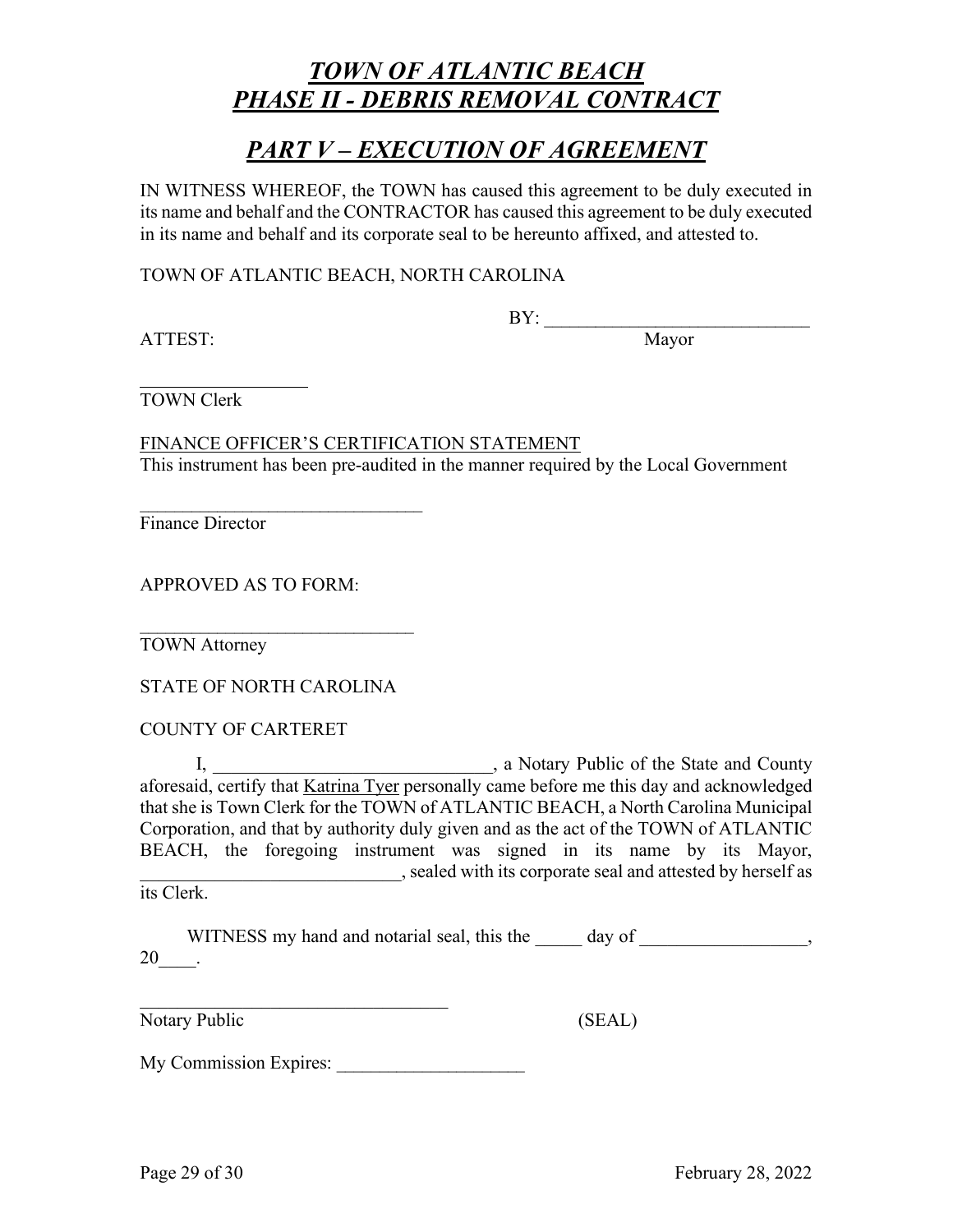# ***TOWN OF ATLANTIC BEACH***
# ***PHASE II - DEBRIS REMOVAL CONTRACT***

## ***PART V – EXECUTION OF AGREEMENT***

IN WITNESS WHEREOF, the TOWN has caused this agreement to be duly executed in its name and behalf and the CONTRACTOR has caused this agreement to be duly executed in its name and behalf and its corporate seal to be hereunto affixed, and attested to.

TOWN OF ATLANTIC BEACH, NORTH CAROLINA

BY: ____________________________
Mayor

ATTEST:

__________________
TOWN Clerk

FINANCE OFFICER'S CERTIFICATION STATEMENT
This instrument has been pre-audited in the manner required by the Local Government

_______________________________
Finance Director

APPROVED AS TO FORM:

______________________________
TOWN Attorney

STATE OF NORTH CAROLINA

COUNTY OF CARTERET

I, ______________________________, a Notary Public of the State and County aforesaid, certify that Katrina Tyer personally came before me this day and acknowledged that she is Town Clerk for the TOWN of ATLANTIC BEACH, a North Carolina Municipal Corporation, and that by authority duly given and as the act of the TOWN of ATLANTIC BEACH, the foregoing instrument was signed in its name by its Mayor, ____________________________, sealed with its corporate seal and attested by herself as its Clerk.

WITNESS my hand and notarial seal, this the _____ day of __________________, 20____.

__________________________________
Notary Public (SEAL)

My Commission Expires: ____________________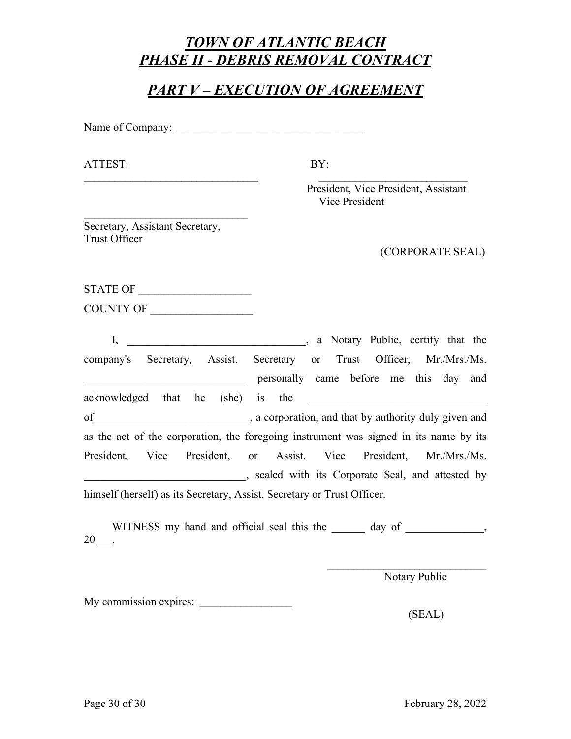# *TOWN OF ATLANTIC BEACH*
# *PHASE II - DEBRIS REMOVAL CONTRACT*

## *PART V – EXECUTION OF AGREEMENT*

Name of Company: ___________________________________

ATTEST: BY:

_______________________________ ___________________________

President, Vice President, Assistant Vice President

_______________________________

Secretary, Assistant Secretary, Trust Officer

(CORPORATE SEAL)

STATE OF ___________________

COUNTY OF __________________

I, ________________________________, a Notary Public, certify that the company's Secretary, Assist. Secretary or Trust Officer, Mr./Mrs./Ms. _____________________________ personally came before me this day and acknowledged that he (she) is the ________________________________ of____________________________, a corporation, and that by authority duly given and as the act of the corporation, the foregoing instrument was signed in its name by its President, Vice President, or Assist. Vice President, Mr./Mrs./Ms. _____________________________, sealed with its Corporate Seal, and attested by himself (herself) as its Secretary, Assist. Secretary or Trust Officer.

WITNESS my hand and official seal this the ______ day of ______________, 20___.

_____________________________

Notary Public

My commission expires: ________________

(SEAL)